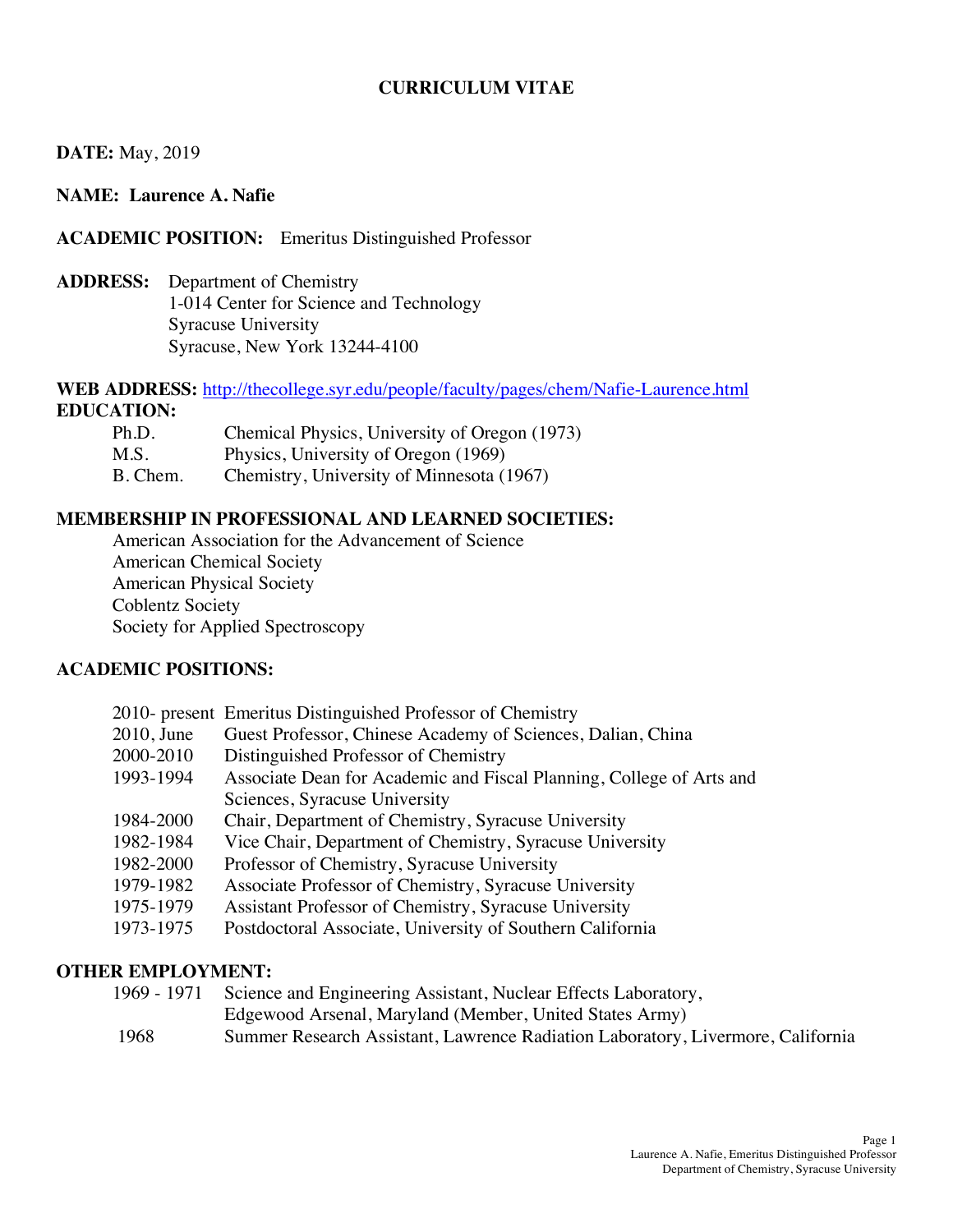# CURRICULUM VITAE

**DATE:** May, 2019

**NAME: Laurence A. Nafie**

**ACADEMIC POSITION:** Emeritus Distinguished Professor

**ADDRESS:** Department of Chemistry
1-014 Center for Science and Technology
Syracuse University
Syracuse, New York 13244-4100

**WEB ADDRESS:** http://thecollege.syr.edu/people/faculty/pages/chem/Nafie-Laurence.html

**EDUCATION:**

| | |
|---|---|
| Ph.D. | Chemical Physics, University of Oregon (1973) |
| M.S. | Physics, University of Oregon (1969) |
| B. Chem. | Chemistry, University of Minnesota (1967) |

**MEMBERSHIP IN PROFESSIONAL AND LEARNED SOCIETIES:**

American Association for the Advancement of Science
American Chemical Society
American Physical Society
Coblentz Society
Society for Applied Spectroscopy

**ACADEMIC POSITIONS:**

| | |
|---|---|
| 2010- present | Emeritus Distinguished Professor of Chemistry |
| 2010, June | Guest Professor, Chinese Academy of Sciences, Dalian, China |
| 2000-2010 | Distinguished Professor of Chemistry |
| 1993-1994 | Associate Dean for Academic and Fiscal Planning, College of Arts and Sciences, Syracuse University |
| 1984-2000 | Chair, Department of Chemistry, Syracuse University |
| 1982-1984 | Vice Chair, Department of Chemistry, Syracuse University |
| 1982-2000 | Professor of Chemistry, Syracuse University |
| 1979-1982 | Associate Professor of Chemistry, Syracuse University |
| 1975-1979 | Assistant Professor of Chemistry, Syracuse University |
| 1973-1975 | Postdoctoral Associate, University of Southern California |

**OTHER EMPLOYMENT:**

| | |
|---|---|
| 1969 - 1971 | Science and Engineering Assistant, Nuclear Effects Laboratory, Edgewood Arsenal, Maryland (Member, United States Army) |
| 1968 | Summer Research Assistant, Lawrence Radiation Laboratory, Livermore, California |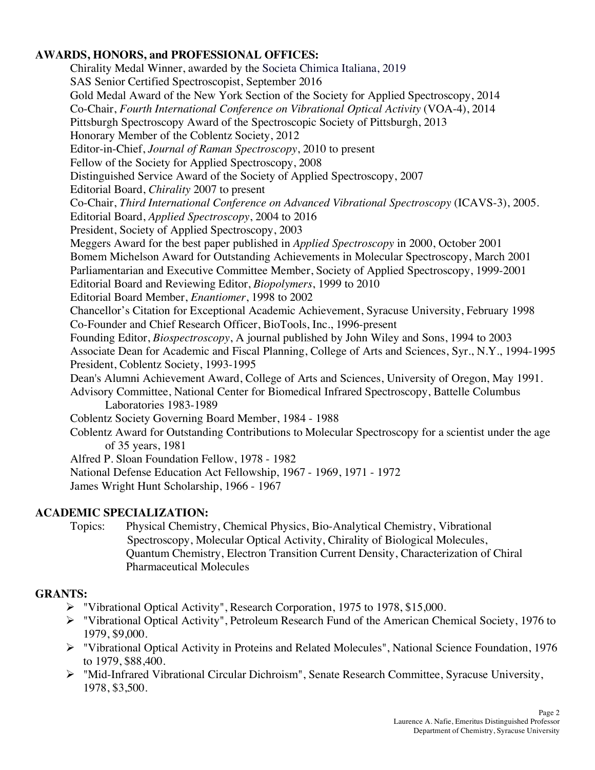## AWARDS, HONORS, and PROFESSIONAL OFFICES:

Chirality Medal Winner, awarded by the Societa Chimica Italiana, 2019
SAS Senior Certified Spectroscopist, September 2016
Gold Medal Award of the New York Section of the Society for Applied Spectroscopy, 2014
Co-Chair, *Fourth International Conference on Vibrational Optical Activity* (VOA-4), 2014
Pittsburgh Spectroscopy Award of the Spectroscopic Society of Pittsburgh, 2013
Honorary Member of the Coblentz Society, 2012
Editor-in-Chief, *Journal of Raman Spectroscopy*, 2010 to present
Fellow of the Society for Applied Spectroscopy, 2008
Distinguished Service Award of the Society of Applied Spectroscopy, 2007
Editorial Board, *Chirality* 2007 to present
Co-Chair, *Third International Conference on Advanced Vibrational Spectroscopy* (ICAVS-3), 2005.
Editorial Board, *Applied Spectroscopy*, 2004 to 2016
President, Society of Applied Spectroscopy, 2003
Meggers Award for the best paper published in *Applied Spectroscopy* in 2000, October 2001
Bomem Michelson Award for Outstanding Achievements in Molecular Spectroscopy, March 2001
Parliamentarian and Executive Committee Member, Society of Applied Spectroscopy, 1999-2001
Editorial Board and Reviewing Editor, *Biopolymers*, 1999 to 2010
Editorial Board Member, *Enantiomer*, 1998 to 2002
Chancellor's Citation for Exceptional Academic Achievement, Syracuse University, February 1998
Co-Founder and Chief Research Officer, BioTools, Inc., 1996-present
Founding Editor, *Biospectroscopy*, A journal published by John Wiley and Sons, 1994 to 2003
Associate Dean for Academic and Fiscal Planning, College of Arts and Sciences, Syr., N.Y., 1994-1995
President, Coblentz Society, 1993-1995
Dean's Alumni Achievement Award, College of Arts and Sciences, University of Oregon, May 1991.
Advisory Committee, National Center for Biomedical Infrared Spectroscopy, Battelle Columbus Laboratories 1983-1989
Coblentz Society Governing Board Member, 1984 - 1988
Coblentz Award for Outstanding Contributions to Molecular Spectroscopy for a scientist under the age of 35 years, 1981
Alfred P. Sloan Foundation Fellow, 1978 - 1982
National Defense Education Act Fellowship, 1967 - 1969, 1971 - 1972
James Wright Hunt Scholarship, 1966 - 1967

## ACADEMIC SPECIALIZATION:

Topics: Physical Chemistry, Chemical Physics, Bio-Analytical Chemistry, Vibrational Spectroscopy, Molecular Optical Activity, Chirality of Biological Molecules, Quantum Chemistry, Electron Transition Current Density, Characterization of Chiral Pharmaceutical Molecules

## GRANTS:

- "Vibrational Optical Activity", Research Corporation, 1975 to 1978, $15,000.
- "Vibrational Optical Activity", Petroleum Research Fund of the American Chemical Society, 1976 to 1979, $9,000.
- "Vibrational Optical Activity in Proteins and Related Molecules", National Science Foundation, 1976 to 1979, $88,400.
- "Mid-Infrared Vibrational Circular Dichroism", Senate Research Committee, Syracuse University, 1978, $3,500.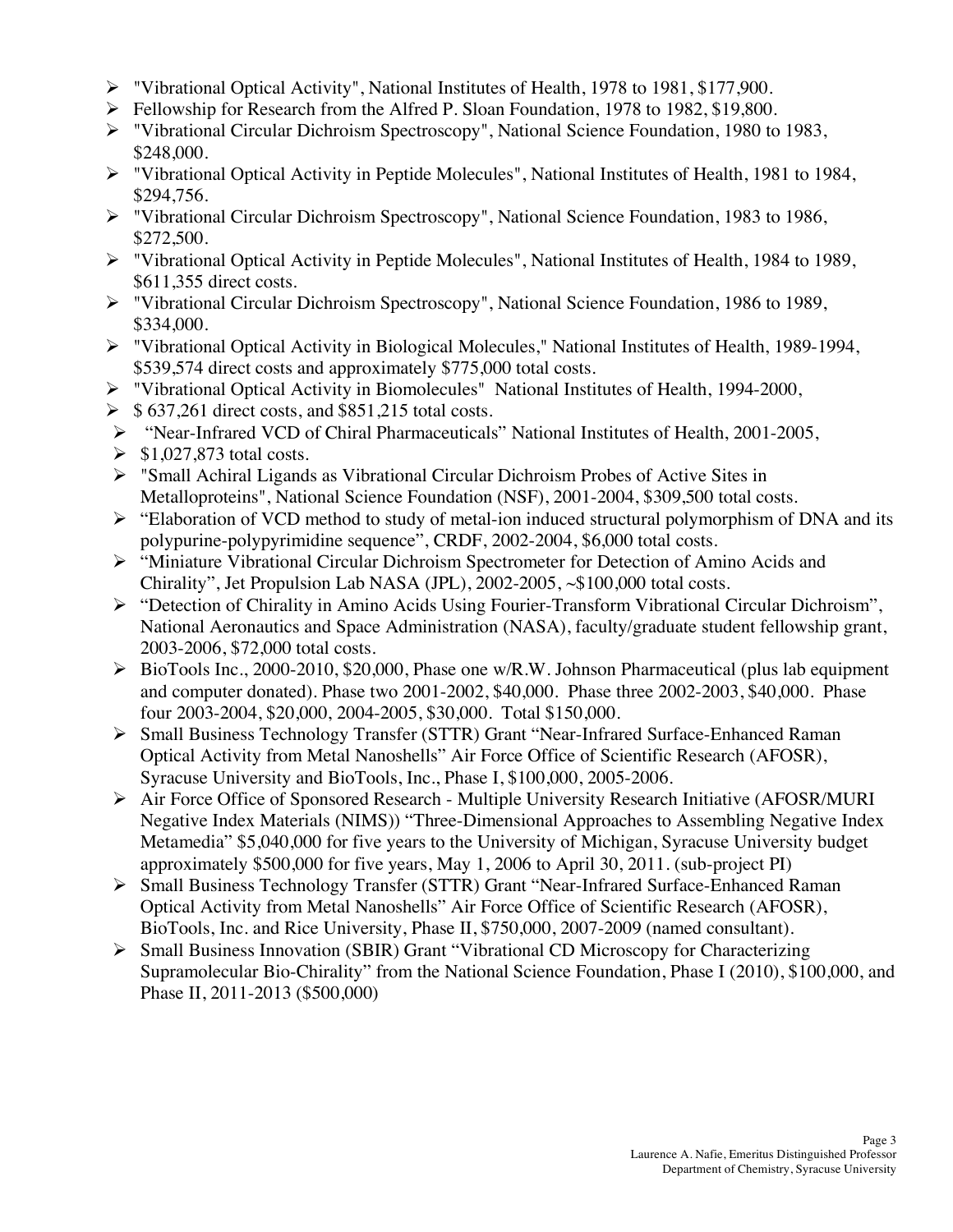- "Vibrational Optical Activity", National Institutes of Health, 1978 to 1981, $177,900.
- Fellowship for Research from the Alfred P. Sloan Foundation, 1978 to 1982, $19,800.
- "Vibrational Circular Dichroism Spectroscopy", National Science Foundation, 1980 to 1983, $248,000.
- "Vibrational Optical Activity in Peptide Molecules", National Institutes of Health, 1981 to 1984, $294,756.
- "Vibrational Circular Dichroism Spectroscopy", National Science Foundation, 1983 to 1986, $272,500.
- "Vibrational Optical Activity in Peptide Molecules", National Institutes of Health, 1984 to 1989, $611,355 direct costs.
- "Vibrational Circular Dichroism Spectroscopy", National Science Foundation, 1986 to 1989, $334,000.
- "Vibrational Optical Activity in Biological Molecules," National Institutes of Health, 1989-1994, $539,574 direct costs and approximately $775,000 total costs.
- "Vibrational Optical Activity in Biomolecules" National Institutes of Health, 1994-2000,
- $ 637,261 direct costs, and $851,215 total costs.
- "Near-Infrared VCD of Chiral Pharmaceuticals" National Institutes of Health, 2001-2005,
- $1,027,873 total costs.
- "Small Achiral Ligands as Vibrational Circular Dichroism Probes of Active Sites in Metalloproteins", National Science Foundation (NSF), 2001-2004, $309,500 total costs.
- "Elaboration of VCD method to study of metal-ion induced structural polymorphism of DNA and its polypurine-polypyrimidine sequence", CRDF, 2002-2004, $6,000 total costs.
- "Miniature Vibrational Circular Dichroism Spectrometer for Detection of Amino Acids and Chirality", Jet Propulsion Lab NASA (JPL), 2002-2005, ~$100,000 total costs.
- "Detection of Chirality in Amino Acids Using Fourier-Transform Vibrational Circular Dichroism", National Aeronautics and Space Administration (NASA), faculty/graduate student fellowship grant, 2003-2006, $72,000 total costs.
- BioTools Inc., 2000-2010, $20,000, Phase one w/R.W. Johnson Pharmaceutical (plus lab equipment and computer donated). Phase two 2001-2002, $40,000. Phase three 2002-2003, $40,000. Phase four 2003-2004, $20,000, 2004-2005, $30,000. Total $150,000.
- Small Business Technology Transfer (STTR) Grant "Near-Infrared Surface-Enhanced Raman Optical Activity from Metal Nanoshells" Air Force Office of Scientific Research (AFOSR), Syracuse University and BioTools, Inc., Phase I, $100,000, 2005-2006.
- Air Force Office of Sponsored Research - Multiple University Research Initiative (AFOSR/MURI Negative Index Materials (NIMS)) "Three-Dimensional Approaches to Assembling Negative Index Metamedia" $5,040,000 for five years to the University of Michigan, Syracuse University budget approximately $500,000 for five years, May 1, 2006 to April 30, 2011. (sub-project PI)
- Small Business Technology Transfer (STTR) Grant "Near-Infrared Surface-Enhanced Raman Optical Activity from Metal Nanoshells" Air Force Office of Scientific Research (AFOSR), BioTools, Inc. and Rice University, Phase II, $750,000, 2007-2009 (named consultant).
- Small Business Innovation (SBIR) Grant "Vibrational CD Microscopy for Characterizing Supramolecular Bio-Chirality" from the National Science Foundation, Phase I (2010), $100,000, and Phase II, 2011-2013 ($500,000)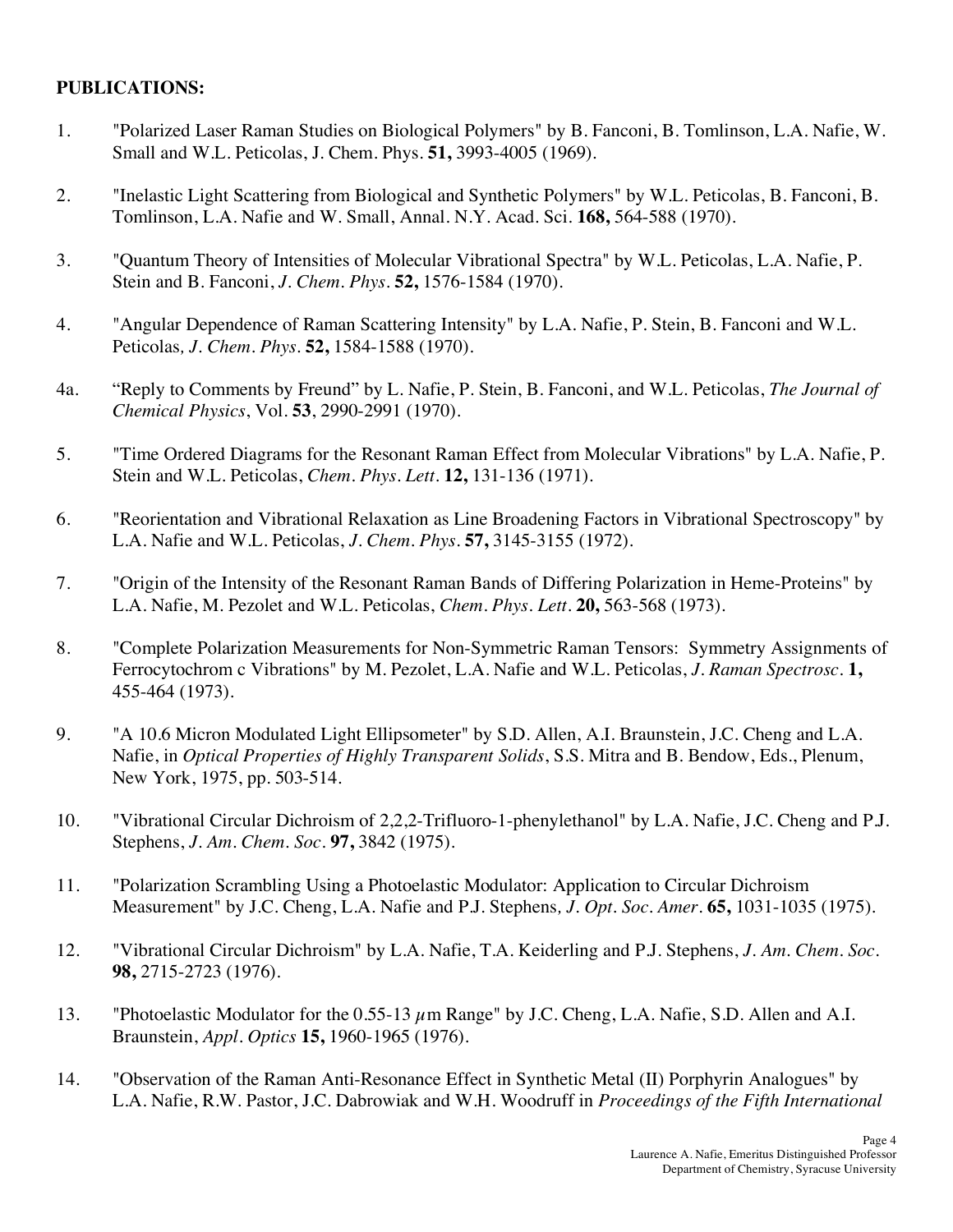**PUBLICATIONS:**

1. "Polarized Laser Raman Studies on Biological Polymers" by B. Fanconi, B. Tomlinson, L.A. Nafie, W. Small and W.L. Peticolas, J. Chem. Phys. **51,** 3993-4005 (1969).

2. "Inelastic Light Scattering from Biological and Synthetic Polymers" by W.L. Peticolas, B. Fanconi, B. Tomlinson, L.A. Nafie and W. Small, Annal. N.Y. Acad. Sci. **168,** 564-588 (1970).

3. "Quantum Theory of Intensities of Molecular Vibrational Spectra" by W.L. Peticolas, L.A. Nafie, P. Stein and B. Fanconi, *J. Chem. Phys.* **52,** 1576-1584 (1970).

4. "Angular Dependence of Raman Scattering Intensity" by L.A. Nafie, P. Stein, B. Fanconi and W.L. Peticolas*, J. Chem. Phys.* **52,** 1584-1588 (1970).

4a. "Reply to Comments by Freund" by L. Nafie, P. Stein, B. Fanconi, and W.L. Peticolas, *The Journal of Chemical Physics*, Vol. **53**, 2990-2991 (1970).

5. "Time Ordered Diagrams for the Resonant Raman Effect from Molecular Vibrations" by L.A. Nafie, P. Stein and W.L. Peticolas, *Chem. Phys. Lett.* **12,** 131-136 (1971).

6. "Reorientation and Vibrational Relaxation as Line Broadening Factors in Vibrational Spectroscopy" by L.A. Nafie and W.L. Peticolas, *J. Chem. Phys.* **57,** 3145-3155 (1972).

7. "Origin of the Intensity of the Resonant Raman Bands of Differing Polarization in Heme-Proteins" by L.A. Nafie, M. Pezolet and W.L. Peticolas, *Chem. Phys. Lett.* **20,** 563-568 (1973).

8. "Complete Polarization Measurements for Non-Symmetric Raman Tensors: Symmetry Assignments of Ferrocytochrom c Vibrations" by M. Pezolet, L.A. Nafie and W.L. Peticolas, *J. Raman Spectrosc.* **1,** 455-464 (1973).

9. "A 10.6 Micron Modulated Light Ellipsometer" by S.D. Allen, A.I. Braunstein, J.C. Cheng and L.A. Nafie, in *Optical Properties of Highly Transparent Solids*, S.S. Mitra and B. Bendow, Eds., Plenum, New York, 1975, pp. 503-514.

10. "Vibrational Circular Dichroism of 2,2,2-Trifluoro-1-phenylethanol" by L.A. Nafie, J.C. Cheng and P.J. Stephens, *J. Am. Chem. Soc.* **97,** 3842 (1975).

11. "Polarization Scrambling Using a Photoelastic Modulator: Application to Circular Dichroism Measurement" by J.C. Cheng, L.A. Nafie and P.J. Stephens*, J. Opt. Soc. Amer.* **65,** 1031-1035 (1975).

12. "Vibrational Circular Dichroism" by L.A. Nafie, T.A. Keiderling and P.J. Stephens, *J. Am. Chem. Soc.* **98,** 2715-2723 (1976).

13. "Photoelastic Modulator for the 0.55-13 $\mu$m Range" by J.C. Cheng, L.A. Nafie, S.D. Allen and A.I. Braunstein, *Appl. Optics* **15,** 1960-1965 (1976).

14. "Observation of the Raman Anti-Resonance Effect in Synthetic Metal (II) Porphyrin Analogues" by L.A. Nafie, R.W. Pastor, J.C. Dabrowiak and W.H. Woodruff in *Proceedings of the Fifth International*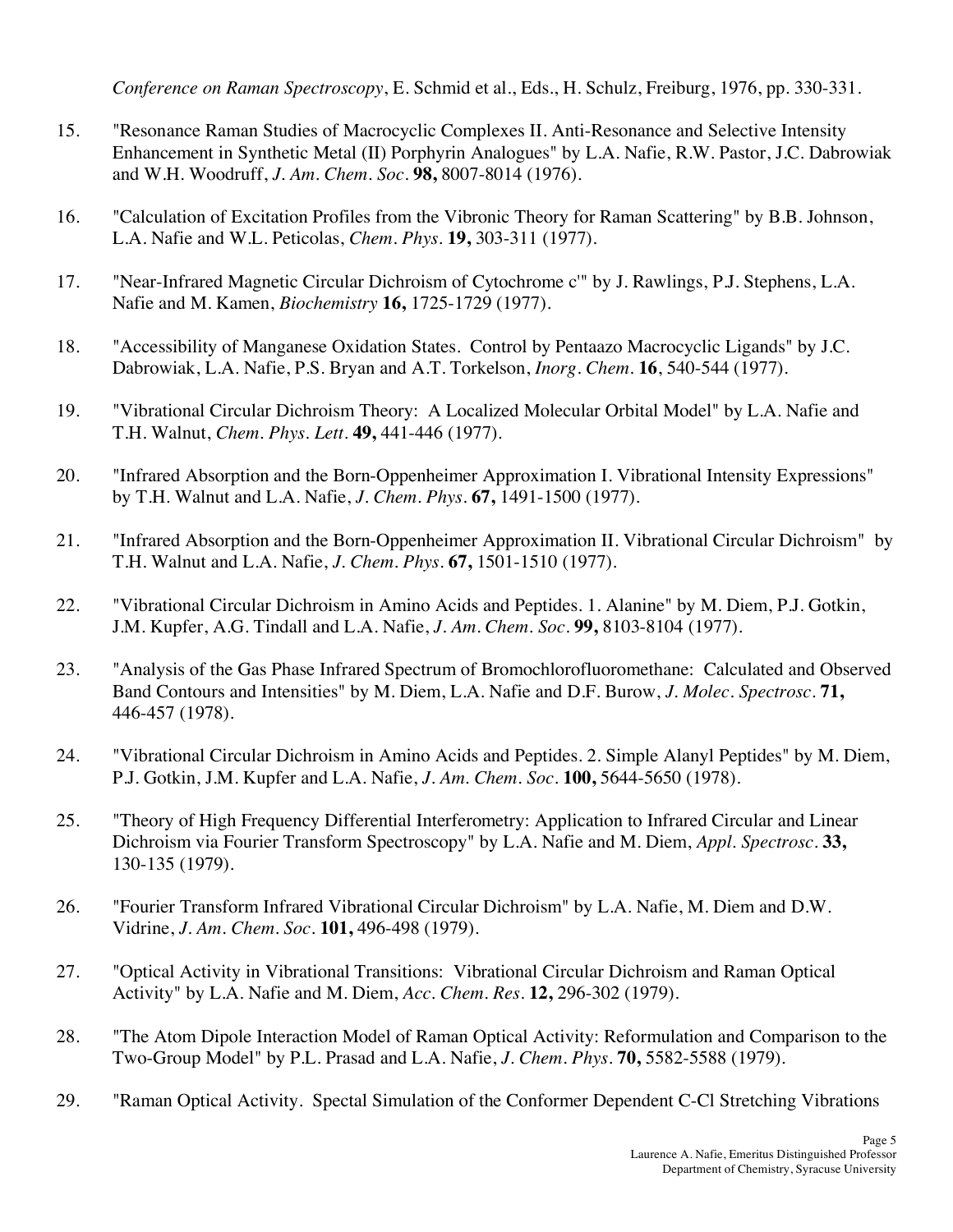*Conference on Raman Spectroscopy*, E. Schmid et al., Eds., H. Schulz, Freiburg, 1976, pp. 330-331.

15. "Resonance Raman Studies of Macrocyclic Complexes II. Anti-Resonance and Selective Intensity Enhancement in Synthetic Metal (II) Porphyrin Analogues" by L.A. Nafie, R.W. Pastor, J.C. Dabrowiak and W.H. Woodruff, *J. Am. Chem. Soc.* **98,** 8007-8014 (1976).

16. "Calculation of Excitation Profiles from the Vibronic Theory for Raman Scattering" by B.B. Johnson, L.A. Nafie and W.L. Peticolas, *Chem. Phys.* **19,** 303-311 (1977).

17. "Near-Infrared Magnetic Circular Dichroism of Cytochrome c'" by J. Rawlings, P.J. Stephens, L.A. Nafie and M. Kamen, *Biochemistry* **16,** 1725-1729 (1977).

18. "Accessibility of Manganese Oxidation States. Control by Pentaazo Macrocyclic Ligands" by J.C. Dabrowiak, L.A. Nafie, P.S. Bryan and A.T. Torkelson, *Inorg. Chem.* **16**, 540-544 (1977).

19. "Vibrational Circular Dichroism Theory: A Localized Molecular Orbital Model" by L.A. Nafie and T.H. Walnut, *Chem. Phys. Lett.* **49,** 441-446 (1977).

20. "Infrared Absorption and the Born-Oppenheimer Approximation I. Vibrational Intensity Expressions" by T.H. Walnut and L.A. Nafie, *J. Chem. Phys.* **67,** 1491-1500 (1977).

21. "Infrared Absorption and the Born-Oppenheimer Approximation II. Vibrational Circular Dichroism" by T.H. Walnut and L.A. Nafie, *J. Chem. Phys.* **67,** 1501-1510 (1977).

22. "Vibrational Circular Dichroism in Amino Acids and Peptides. 1. Alanine" by M. Diem, P.J. Gotkin, J.M. Kupfer, A.G. Tindall and L.A. Nafie, *J. Am. Chem. Soc.* **99,** 8103-8104 (1977).

23. "Analysis of the Gas Phase Infrared Spectrum of Bromochlorofluoromethane: Calculated and Observed Band Contours and Intensities" by M. Diem, L.A. Nafie and D.F. Burow, *J. Molec. Spectrosc.* **71,** 446-457 (1978).

24. "Vibrational Circular Dichroism in Amino Acids and Peptides. 2. Simple Alanyl Peptides" by M. Diem, P.J. Gotkin, J.M. Kupfer and L.A. Nafie, *J. Am. Chem. Soc.* **100,** 5644-5650 (1978).

25. "Theory of High Frequency Differential Interferometry: Application to Infrared Circular and Linear Dichroism via Fourier Transform Spectroscopy" by L.A. Nafie and M. Diem, *Appl. Spectrosc.* **33,** 130-135 (1979).

26. "Fourier Transform Infrared Vibrational Circular Dichroism" by L.A. Nafie, M. Diem and D.W. Vidrine, *J. Am. Chem. Soc.* **101,** 496-498 (1979).

27. "Optical Activity in Vibrational Transitions: Vibrational Circular Dichroism and Raman Optical Activity" by L.A. Nafie and M. Diem, *Acc. Chem. Res.* **12,** 296-302 (1979).

28. "The Atom Dipole Interaction Model of Raman Optical Activity: Reformulation and Comparison to the Two-Group Model" by P.L. Prasad and L.A. Nafie, *J. Chem. Phys.* **70,** 5582-5588 (1979).

29. "Raman Optical Activity. Spectal Simulation of the Conformer Dependent C-Cl Stretching Vibrations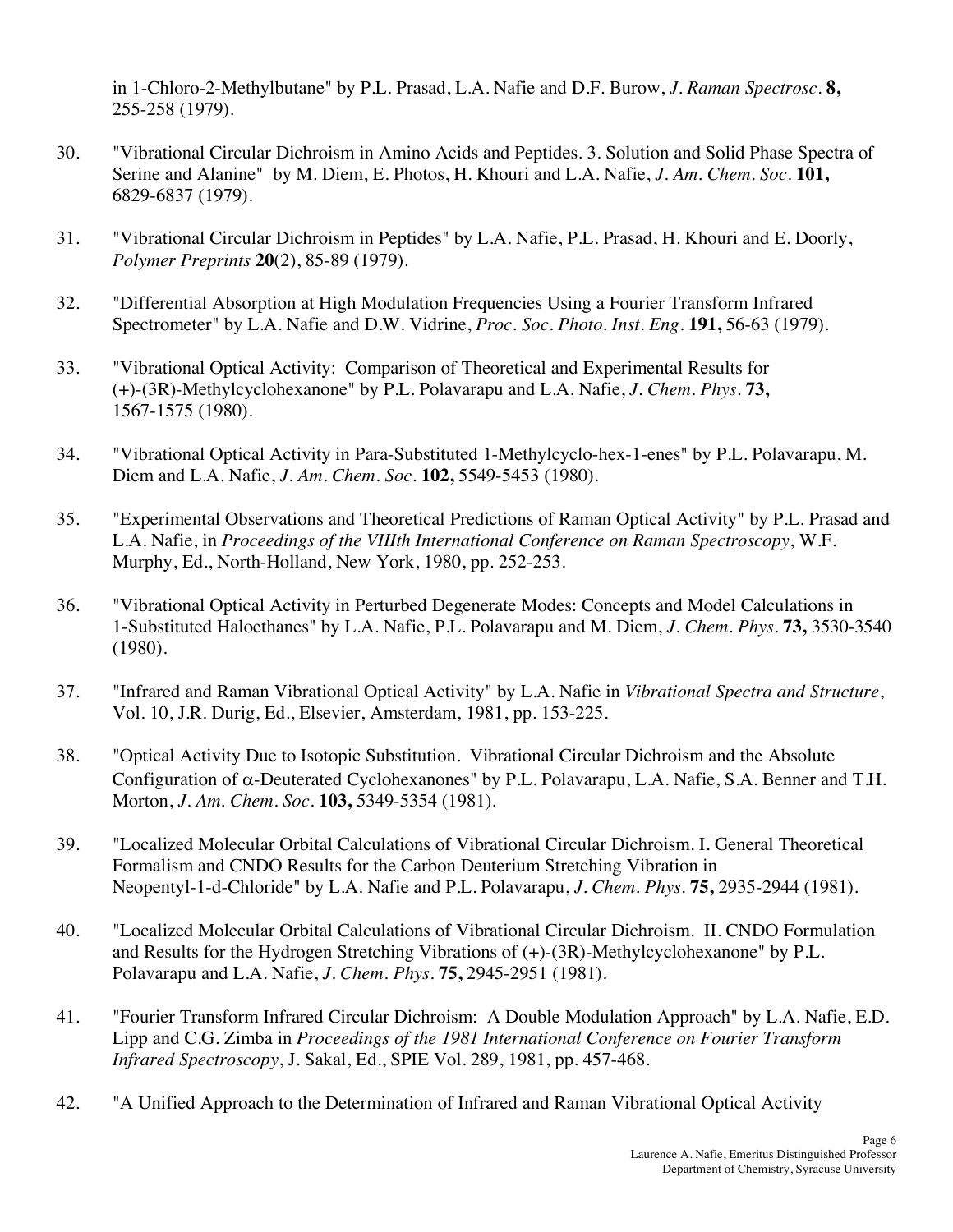in 1-Chloro-2-Methylbutane" by P.L. Prasad, L.A. Nafie and D.F. Burow, *J. Raman Spectrosc.* **8,** 255-258 (1979).

30. "Vibrational Circular Dichroism in Amino Acids and Peptides. 3. Solution and Solid Phase Spectra of Serine and Alanine" by M. Diem, E. Photos, H. Khouri and L.A. Nafie, *J. Am. Chem. Soc.* **101,** 6829-6837 (1979).

31. "Vibrational Circular Dichroism in Peptides" by L.A. Nafie, P.L. Prasad, H. Khouri and E. Doorly, *Polymer Preprints* **20**(2), 85-89 (1979).

32. "Differential Absorption at High Modulation Frequencies Using a Fourier Transform Infrared Spectrometer" by L.A. Nafie and D.W. Vidrine, *Proc. Soc. Photo. Inst. Eng.* **191,** 56-63 (1979).

33. "Vibrational Optical Activity: Comparison of Theoretical and Experimental Results for (+)-(3R)-Methylcyclohexanone" by P.L. Polavarapu and L.A. Nafie, *J. Chem. Phys.* **73,** 1567-1575 (1980).

34. "Vibrational Optical Activity in Para-Substituted 1-Methylcyclo-hex-1-enes" by P.L. Polavarapu, M. Diem and L.A. Nafie, *J. Am. Chem. Soc.* **102,** 5549-5453 (1980).

35. "Experimental Observations and Theoretical Predictions of Raman Optical Activity" by P.L. Prasad and L.A. Nafie, in *Proceedings of the VIIIth International Conference on Raman Spectroscopy*, W.F. Murphy, Ed., North-Holland, New York, 1980, pp. 252-253.

36. "Vibrational Optical Activity in Perturbed Degenerate Modes: Concepts and Model Calculations in 1-Substituted Haloethanes" by L.A. Nafie, P.L. Polavarapu and M. Diem, *J. Chem. Phys.* **73,** 3530-3540 (1980).

37. "Infrared and Raman Vibrational Optical Activity" by L.A. Nafie in *Vibrational Spectra and Structure*, Vol. 10, J.R. Durig, Ed., Elsevier, Amsterdam, 1981, pp. 153-225.

38. "Optical Activity Due to Isotopic Substitution. Vibrational Circular Dichroism and the Absolute Configuration of $\alpha$-Deuterated Cyclohexanones" by P.L. Polavarapu, L.A. Nafie, S.A. Benner and T.H. Morton, *J. Am. Chem. Soc.* **103,** 5349-5354 (1981).

39. "Localized Molecular Orbital Calculations of Vibrational Circular Dichroism. I. General Theoretical Formalism and CNDO Results for the Carbon Deuterium Stretching Vibration in Neopentyl-1-d-Chloride" by L.A. Nafie and P.L. Polavarapu, *J. Chem. Phys.* **75,** 2935-2944 (1981).

40. "Localized Molecular Orbital Calculations of Vibrational Circular Dichroism. II. CNDO Formulation and Results for the Hydrogen Stretching Vibrations of (+)-(3R)-Methylcyclohexanone" by P.L. Polavarapu and L.A. Nafie, *J. Chem. Phys.* **75,** 2945-2951 (1981).

41. "Fourier Transform Infrared Circular Dichroism: A Double Modulation Approach" by L.A. Nafie, E.D. Lipp and C.G. Zimba in *Proceedings of the 1981 International Conference on Fourier Transform Infrared Spectroscopy*, J. Sakal, Ed., SPIE Vol. 289, 1981, pp. 457-468.

42. "A Unified Approach to the Determination of Infrared and Raman Vibrational Optical Activity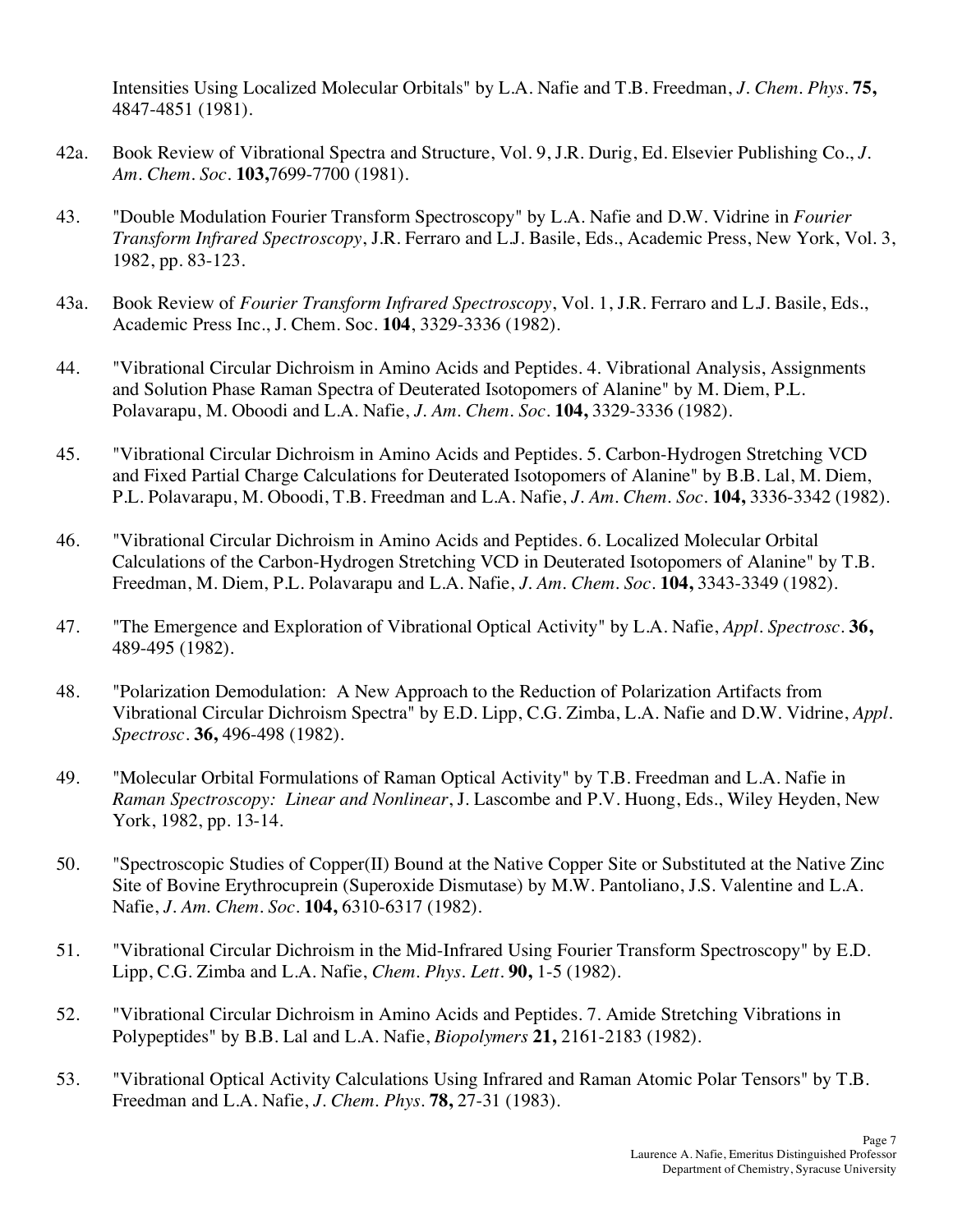Intensities Using Localized Molecular Orbitals" by L.A. Nafie and T.B. Freedman, *J. Chem. Phys.* **75,** 4847-4851 (1981).

42a. Book Review of Vibrational Spectra and Structure, Vol. 9, J.R. Durig, Ed. Elsevier Publishing Co., *J. Am. Chem. Soc.* **103,**7699-7700 (1981).

43. "Double Modulation Fourier Transform Spectroscopy" by L.A. Nafie and D.W. Vidrine in *Fourier Transform Infrared Spectroscopy*, J.R. Ferraro and L.J. Basile, Eds., Academic Press, New York, Vol. 3, 1982, pp. 83-123.

43a. Book Review of *Fourier Transform Infrared Spectroscopy*, Vol. 1, J.R. Ferraro and L.J. Basile, Eds., Academic Press Inc., J. Chem. Soc. **104**, 3329-3336 (1982).

44. "Vibrational Circular Dichroism in Amino Acids and Peptides. 4. Vibrational Analysis, Assignments and Solution Phase Raman Spectra of Deuterated Isotopomers of Alanine" by M. Diem, P.L. Polavarapu, M. Oboodi and L.A. Nafie, *J. Am. Chem. Soc.* **104,** 3329-3336 (1982).

45. "Vibrational Circular Dichroism in Amino Acids and Peptides. 5. Carbon-Hydrogen Stretching VCD and Fixed Partial Charge Calculations for Deuterated Isotopomers of Alanine" by B.B. Lal, M. Diem, P.L. Polavarapu, M. Oboodi, T.B. Freedman and L.A. Nafie, *J. Am. Chem. Soc.* **104,** 3336-3342 (1982).

46. "Vibrational Circular Dichroism in Amino Acids and Peptides. 6. Localized Molecular Orbital Calculations of the Carbon-Hydrogen Stretching VCD in Deuterated Isotopomers of Alanine" by T.B. Freedman, M. Diem, P.L. Polavarapu and L.A. Nafie, *J. Am. Chem. Soc.* **104,** 3343-3349 (1982).

47. "The Emergence and Exploration of Vibrational Optical Activity" by L.A. Nafie, *Appl. Spectrosc.* **36,** 489-495 (1982).

48. "Polarization Demodulation: A New Approach to the Reduction of Polarization Artifacts from Vibrational Circular Dichroism Spectra" by E.D. Lipp, C.G. Zimba, L.A. Nafie and D.W. Vidrine, *Appl. Spectrosc.* **36,** 496-498 (1982).

49. "Molecular Orbital Formulations of Raman Optical Activity" by T.B. Freedman and L.A. Nafie in *Raman Spectroscopy: Linear and Nonlinear*, J. Lascombe and P.V. Huong, Eds., Wiley Heyden, New York, 1982, pp. 13-14.

50. "Spectroscopic Studies of Copper(II) Bound at the Native Copper Site or Substituted at the Native Zinc Site of Bovine Erythrocuprein (Superoxide Dismutase) by M.W. Pantoliano, J.S. Valentine and L.A. Nafie, *J. Am. Chem. Soc.* **104,** 6310-6317 (1982).

51. "Vibrational Circular Dichroism in the Mid-Infrared Using Fourier Transform Spectroscopy" by E.D. Lipp, C.G. Zimba and L.A. Nafie, *Chem. Phys. Lett.* **90,** 1-5 (1982).

52. "Vibrational Circular Dichroism in Amino Acids and Peptides. 7. Amide Stretching Vibrations in Polypeptides" by B.B. Lal and L.A. Nafie, *Biopolymers* **21,** 2161-2183 (1982).

53. "Vibrational Optical Activity Calculations Using Infrared and Raman Atomic Polar Tensors" by T.B. Freedman and L.A. Nafie, *J. Chem. Phys.* **78,** 27-31 (1983).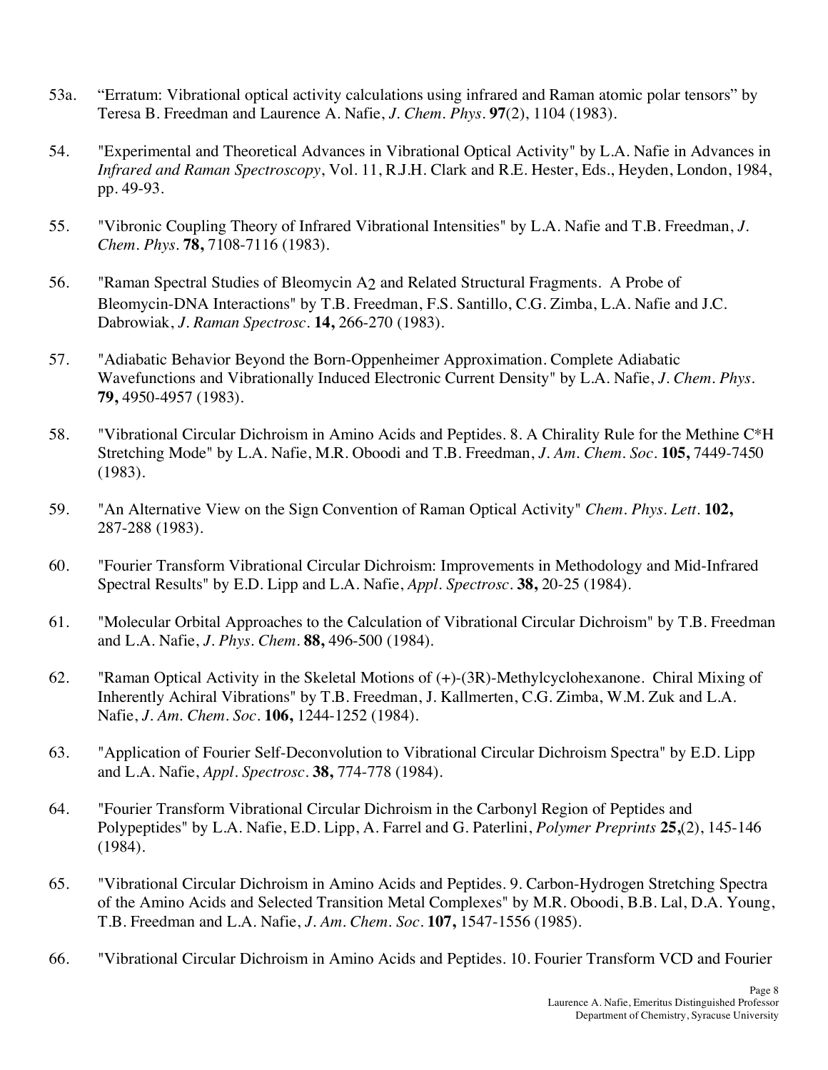53a. "Erratum: Vibrational optical activity calculations using infrared and Raman atomic polar tensors" by Teresa B. Freedman and Laurence A. Nafie, *J. Chem. Phys.* **97**(2), 1104 (1983).

54. "Experimental and Theoretical Advances in Vibrational Optical Activity" by L.A. Nafie in Advances in *Infrared and Raman Spectroscopy*, Vol. 11, R.J.H. Clark and R.E. Hester, Eds., Heyden, London, 1984, pp. 49-93.

55. "Vibronic Coupling Theory of Infrared Vibrational Intensities" by L.A. Nafie and T.B. Freedman, *J. Chem. Phys.* **78,** 7108-7116 (1983).

56. "Raman Spectral Studies of Bleomycin $A_2$ and Related Structural Fragments. A Probe of Bleomycin-DNA Interactions" by T.B. Freedman, F.S. Santillo, C.G. Zimba, L.A. Nafie and J.C. Dabrowiak, *J. Raman Spectrosc.* **14,** 266-270 (1983).

57. "Adiabatic Behavior Beyond the Born-Oppenheimer Approximation. Complete Adiabatic Wavefunctions and Vibrationally Induced Electronic Current Density" by L.A. Nafie, *J. Chem. Phys.* **79,** 4950-4957 (1983).

58. "Vibrational Circular Dichroism in Amino Acids and Peptides. 8. A Chirality Rule for the Methine C*H Stretching Mode" by L.A. Nafie, M.R. Oboodi and T.B. Freedman, *J. Am. Chem. Soc.* **105,** 7449-7450 (1983).

59. "An Alternative View on the Sign Convention of Raman Optical Activity" *Chem. Phys. Lett.* **102,** 287-288 (1983).

60. "Fourier Transform Vibrational Circular Dichroism: Improvements in Methodology and Mid-Infrared Spectral Results" by E.D. Lipp and L.A. Nafie, *Appl. Spectrosc.* **38,** 20-25 (1984).

61. "Molecular Orbital Approaches to the Calculation of Vibrational Circular Dichroism" by T.B. Freedman and L.A. Nafie, *J. Phys. Chem.* **88,** 496-500 (1984).

62. "Raman Optical Activity in the Skeletal Motions of (+)-(3R)-Methylcyclohexanone. Chiral Mixing of Inherently Achiral Vibrations" by T.B. Freedman, J. Kallmerten, C.G. Zimba, W.M. Zuk and L.A. Nafie, *J. Am. Chem. Soc.* **106,** 1244-1252 (1984).

63. "Application of Fourier Self-Deconvolution to Vibrational Circular Dichroism Spectra" by E.D. Lipp and L.A. Nafie, *Appl. Spectrosc.* **38,** 774-778 (1984).

64. "Fourier Transform Vibrational Circular Dichroism in the Carbonyl Region of Peptides and Polypeptides" by L.A. Nafie, E.D. Lipp, A. Farrel and G. Paterlini, *Polymer Preprints* **25,**(2), 145-146 (1984).

65. "Vibrational Circular Dichroism in Amino Acids and Peptides. 9. Carbon-Hydrogen Stretching Spectra of the Amino Acids and Selected Transition Metal Complexes" by M.R. Oboodi, B.B. Lal, D.A. Young, T.B. Freedman and L.A. Nafie, *J. Am. Chem. Soc.* **107,** 1547-1556 (1985).

66. "Vibrational Circular Dichroism in Amino Acids and Peptides. 10. Fourier Transform VCD and Fourier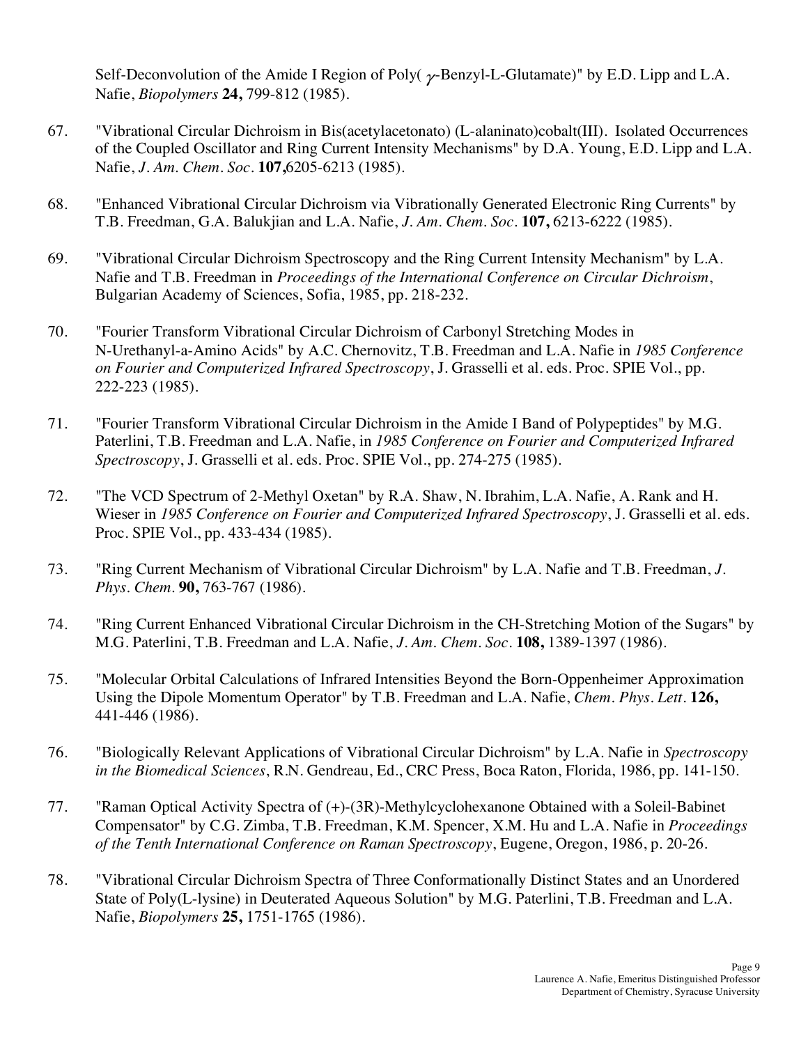Self-Deconvolution of the Amide I Region of Poly( $\gamma$-Benzyl-L-Glutamate)" by E.D. Lipp and L.A. Nafie, *Biopolymers* **24,** 799-812 (1985).

67. "Vibrational Circular Dichroism in Bis(acetylacetonato) (L-alaninato)cobalt(III). Isolated Occurrences of the Coupled Oscillator and Ring Current Intensity Mechanisms" by D.A. Young, E.D. Lipp and L.A. Nafie, *J. Am. Chem. Soc.* **107,**6205-6213 (1985).

68. "Enhanced Vibrational Circular Dichroism via Vibrationally Generated Electronic Ring Currents" by T.B. Freedman, G.A. Balukjian and L.A. Nafie, *J. Am. Chem. Soc.* **107,** 6213-6222 (1985).

69. "Vibrational Circular Dichroism Spectroscopy and the Ring Current Intensity Mechanism" by L.A. Nafie and T.B. Freedman in *Proceedings of the International Conference on Circular Dichroism*, Bulgarian Academy of Sciences, Sofia, 1985, pp. 218-232.

70. "Fourier Transform Vibrational Circular Dichroism of Carbonyl Stretching Modes in N-Urethanyl-a-Amino Acids" by A.C. Chernovitz, T.B. Freedman and L.A. Nafie in *1985 Conference on Fourier and Computerized Infrared Spectroscopy*, J. Grasselli et al. eds. Proc. SPIE Vol., pp. 222-223 (1985).

71. "Fourier Transform Vibrational Circular Dichroism in the Amide I Band of Polypeptides" by M.G. Paterlini, T.B. Freedman and L.A. Nafie, in *1985 Conference on Fourier and Computerized Infrared Spectroscopy*, J. Grasselli et al. eds. Proc. SPIE Vol., pp. 274-275 (1985).

72. "The VCD Spectrum of 2-Methyl Oxetan" by R.A. Shaw, N. Ibrahim, L.A. Nafie, A. Rank and H. Wieser in *1985 Conference on Fourier and Computerized Infrared Spectroscopy*, J. Grasselli et al. eds. Proc. SPIE Vol., pp. 433-434 (1985).

73. "Ring Current Mechanism of Vibrational Circular Dichroism" by L.A. Nafie and T.B. Freedman, *J. Phys. Chem.* **90,** 763-767 (1986).

74. "Ring Current Enhanced Vibrational Circular Dichroism in the CH-Stretching Motion of the Sugars" by M.G. Paterlini, T.B. Freedman and L.A. Nafie, *J. Am. Chem. Soc.* **108,** 1389-1397 (1986).

75. "Molecular Orbital Calculations of Infrared Intensities Beyond the Born-Oppenheimer Approximation Using the Dipole Momentum Operator" by T.B. Freedman and L.A. Nafie, *Chem. Phys. Lett.* **126,** 441-446 (1986).

76. "Biologically Relevant Applications of Vibrational Circular Dichroism" by L.A. Nafie in *Spectroscopy in the Biomedical Sciences*, R.N. Gendreau, Ed., CRC Press, Boca Raton, Florida, 1986, pp. 141-150.

77. "Raman Optical Activity Spectra of (+)-(3R)-Methylcyclohexanone Obtained with a Soleil-Babinet Compensator" by C.G. Zimba, T.B. Freedman, K.M. Spencer, X.M. Hu and L.A. Nafie in *Proceedings of the Tenth International Conference on Raman Spectroscopy*, Eugene, Oregon, 1986, p. 20-26.

78. "Vibrational Circular Dichroism Spectra of Three Conformationally Distinct States and an Unordered State of Poly(L-lysine) in Deuterated Aqueous Solution" by M.G. Paterlini, T.B. Freedman and L.A. Nafie, *Biopolymers* **25,** 1751-1765 (1986).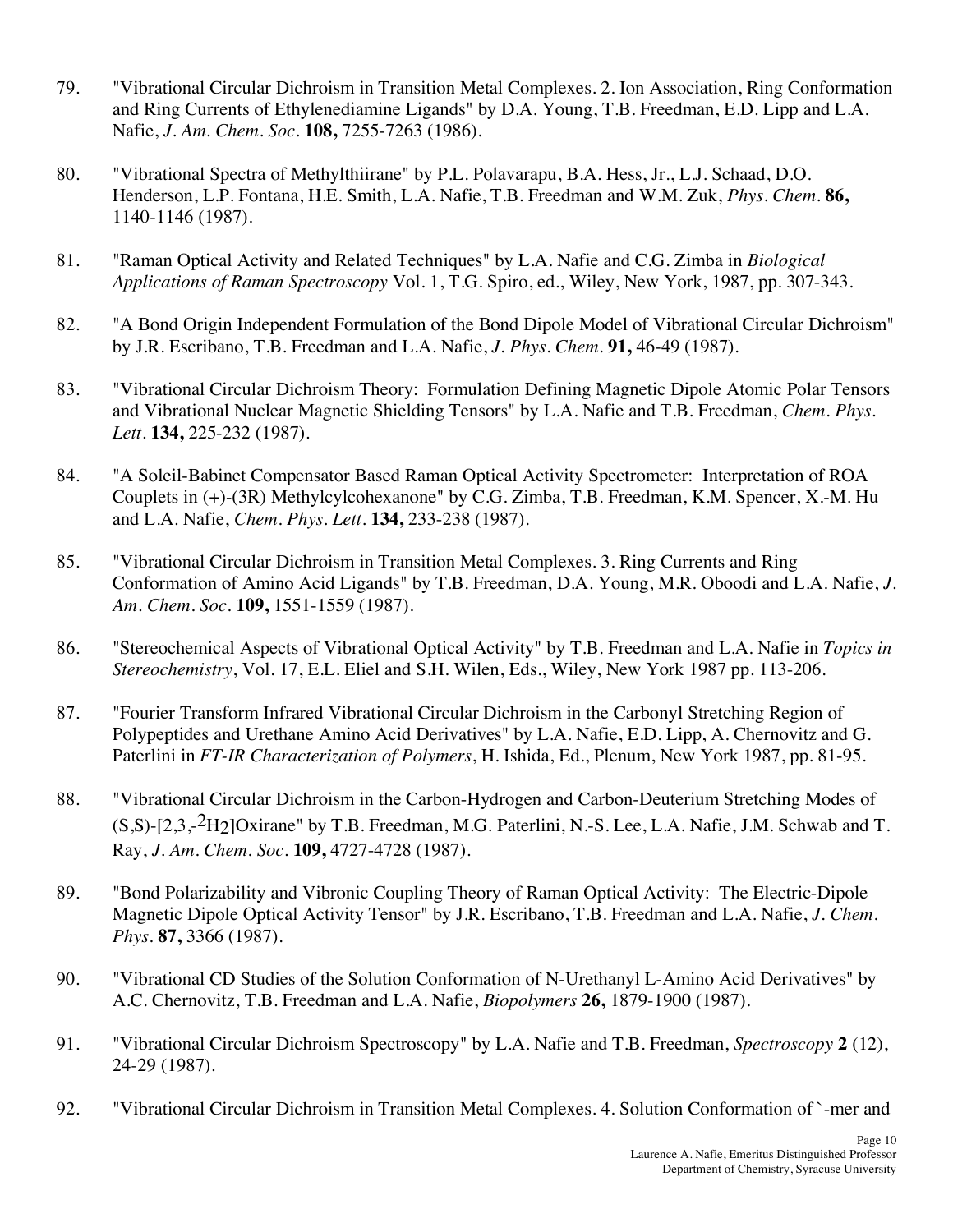79. "Vibrational Circular Dichroism in Transition Metal Complexes. 2. Ion Association, Ring Conformation and Ring Currents of Ethylenediamine Ligands" by D.A. Young, T.B. Freedman, E.D. Lipp and L.A. Nafie, *J. Am. Chem. Soc.* **108,** 7255-7263 (1986).

80. "Vibrational Spectra of Methylthiirane" by P.L. Polavarapu, B.A. Hess, Jr., L.J. Schaad, D.O. Henderson, L.P. Fontana, H.E. Smith, L.A. Nafie, T.B. Freedman and W.M. Zuk, *Phys. Chem.* **86,** 1140-1146 (1987).

81. "Raman Optical Activity and Related Techniques" by L.A. Nafie and C.G. Zimba in *Biological Applications of Raman Spectroscopy* Vol. 1, T.G. Spiro, ed., Wiley, New York, 1987, pp. 307-343.

82. "A Bond Origin Independent Formulation of the Bond Dipole Model of Vibrational Circular Dichroism" by J.R. Escribano, T.B. Freedman and L.A. Nafie, *J. Phys. Chem.* **91,** 46-49 (1987).

83. "Vibrational Circular Dichroism Theory: Formulation Defining Magnetic Dipole Atomic Polar Tensors and Vibrational Nuclear Magnetic Shielding Tensors" by L.A. Nafie and T.B. Freedman, *Chem. Phys. Lett.* **134,** 225-232 (1987).

84. "A Soleil-Babinet Compensator Based Raman Optical Activity Spectrometer: Interpretation of ROA Couplets in (+)-(3R) Methylcylcohexanone" by C.G. Zimba, T.B. Freedman, K.M. Spencer, X.-M. Hu and L.A. Nafie, *Chem. Phys. Lett.* **134,** 233-238 (1987).

85. "Vibrational Circular Dichroism in Transition Metal Complexes. 3. Ring Currents and Ring Conformation of Amino Acid Ligands" by T.B. Freedman, D.A. Young, M.R. Oboodi and L.A. Nafie, *J. Am. Chem. Soc.* **109,** 1551-1559 (1987).

86. "Stereochemical Aspects of Vibrational Optical Activity" by T.B. Freedman and L.A. Nafie in *Topics in Stereochemistry*, Vol. 17, E.L. Eliel and S.H. Wilen, Eds., Wiley, New York 1987 pp. 113-206.

87. "Fourier Transform Infrared Vibrational Circular Dichroism in the Carbonyl Stretching Region of Polypeptides and Urethane Amino Acid Derivatives" by L.A. Nafie, E.D. Lipp, A. Chernovitz and G. Paterlini in *FT-IR Characterization of Polymers*, H. Ishida, Ed., Plenum, New York 1987, pp. 81-95.

88. "Vibrational Circular Dichroism in the Carbon-Hydrogen and Carbon-Deuterium Stretching Modes of (S,S)-[2,3,-$^{2}H_{2}$]Oxirane" by T.B. Freedman, M.G. Paterlini, N.-S. Lee, L.A. Nafie, J.M. Schwab and T. Ray, *J. Am. Chem. Soc.* **109,** 4727-4728 (1987).

89. "Bond Polarizability and Vibronic Coupling Theory of Raman Optical Activity: The Electric-Dipole Magnetic Dipole Optical Activity Tensor" by J.R. Escribano, T.B. Freedman and L.A. Nafie, *J. Chem. Phys.* **87,** 3366 (1987).

90. "Vibrational CD Studies of the Solution Conformation of N-Urethanyl L-Amino Acid Derivatives" by A.C. Chernovitz, T.B. Freedman and L.A. Nafie, *Biopolymers* **26,** 1879-1900 (1987).

91. "Vibrational Circular Dichroism Spectroscopy" by L.A. Nafie and T.B. Freedman, *Spectroscopy* **2** (12), 24-29 (1987).

92. "Vibrational Circular Dichroism in Transition Metal Complexes. 4. Solution Conformation of `-mer and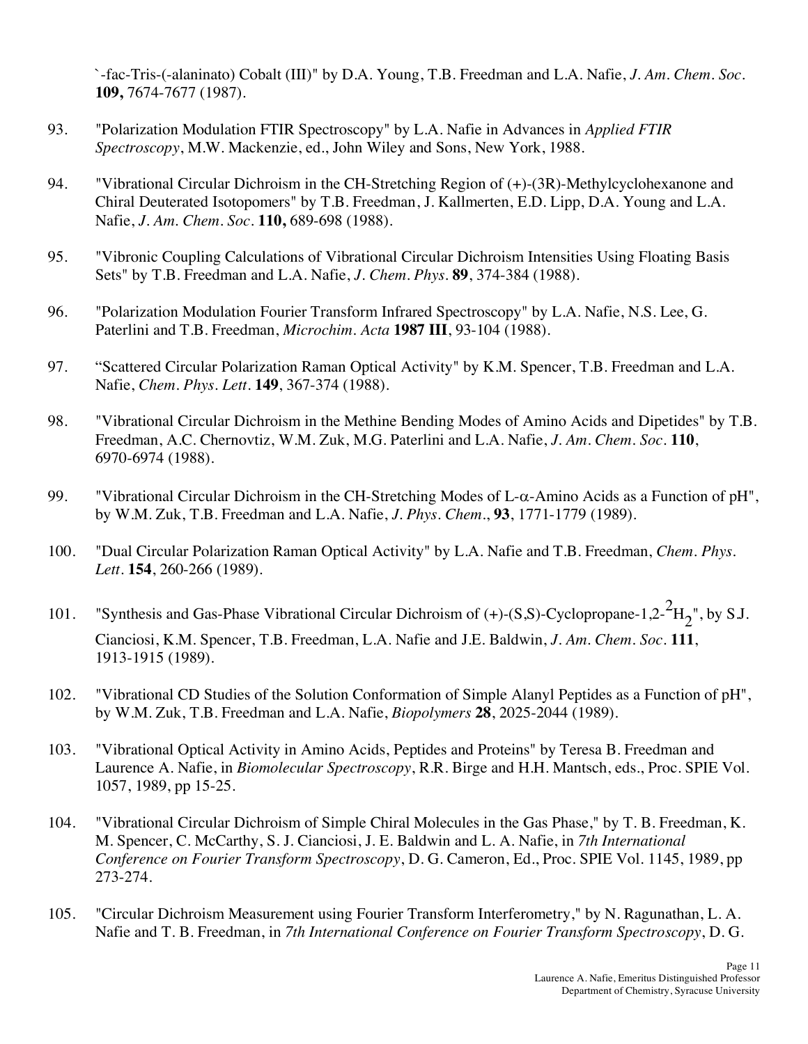`-fac-Tris-(-alaninato) Cobalt (III)" by D.A. Young, T.B. Freedman and L.A. Nafie, *J. Am. Chem. Soc.* **109,** 7674-7677 (1987).

93. "Polarization Modulation FTIR Spectroscopy" by L.A. Nafie in Advances in *Applied FTIR Spectroscopy*, M.W. Mackenzie, ed., John Wiley and Sons, New York, 1988.

94. "Vibrational Circular Dichroism in the CH-Stretching Region of (+)-(3R)-Methylcyclohexanone and Chiral Deuterated Isotopomers" by T.B. Freedman, J. Kallmerten, E.D. Lipp, D.A. Young and L.A. Nafie, *J. Am. Chem. Soc.* **110,** 689-698 (1988).

95. "Vibronic Coupling Calculations of Vibrational Circular Dichroism Intensities Using Floating Basis Sets" by T.B. Freedman and L.A. Nafie, *J. Chem. Phys.* **89**, 374-384 (1988).

96. "Polarization Modulation Fourier Transform Infrared Spectroscopy" by L.A. Nafie, N.S. Lee, G. Paterlini and T.B. Freedman, *Microchim. Acta* **1987 III**, 93-104 (1988).

97. "Scattered Circular Polarization Raman Optical Activity" by K.M. Spencer, T.B. Freedman and L.A. Nafie, *Chem. Phys. Lett.* **149**, 367-374 (1988).

98. "Vibrational Circular Dichroism in the Methine Bending Modes of Amino Acids and Dipetides" by T.B. Freedman, A.C. Chernovtiz, W.M. Zuk, M.G. Paterlini and L.A. Nafie, *J. Am. Chem. Soc.* **110**, 6970-6974 (1988).

99. "Vibrational Circular Dichroism in the CH-Stretching Modes of L-$\alpha$-Amino Acids as a Function of pH", by W.M. Zuk, T.B. Freedman and L.A. Nafie, *J. Phys. Chem.*, **93**, 1771-1779 (1989).

100. "Dual Circular Polarization Raman Optical Activity" by L.A. Nafie and T.B. Freedman, *Chem. Phys. Lett.* **154**, 260-266 (1989).

101. "Synthesis and Gas-Phase Vibrational Circular Dichroism of (+)-(S,S)-Cyclopropane-1,2-$^2H_2$", by S.J. Cianciosi, K.M. Spencer, T.B. Freedman, L.A. Nafie and J.E. Baldwin, *J. Am. Chem. Soc.* **111**, 1913-1915 (1989).

102. "Vibrational CD Studies of the Solution Conformation of Simple Alanyl Peptides as a Function of pH", by W.M. Zuk, T.B. Freedman and L.A. Nafie, *Biopolymers* **28**, 2025-2044 (1989).

103. "Vibrational Optical Activity in Amino Acids, Peptides and Proteins" by Teresa B. Freedman and Laurence A. Nafie, in *Biomolecular Spectroscopy*, R.R. Birge and H.H. Mantsch, eds., Proc. SPIE Vol. 1057, 1989, pp 15-25.

104. "Vibrational Circular Dichroism of Simple Chiral Molecules in the Gas Phase," by T. B. Freedman, K. M. Spencer, C. McCarthy, S. J. Cianciosi, J. E. Baldwin and L. A. Nafie, in *7th International Conference on Fourier Transform Spectroscopy*, D. G. Cameron, Ed., Proc. SPIE Vol. 1145, 1989, pp 273-274.

105. "Circular Dichroism Measurement using Fourier Transform Interferometry," by N. Ragunathan, L. A. Nafie and T. B. Freedman, in *7th International Conference on Fourier Transform Spectroscopy*, D. G.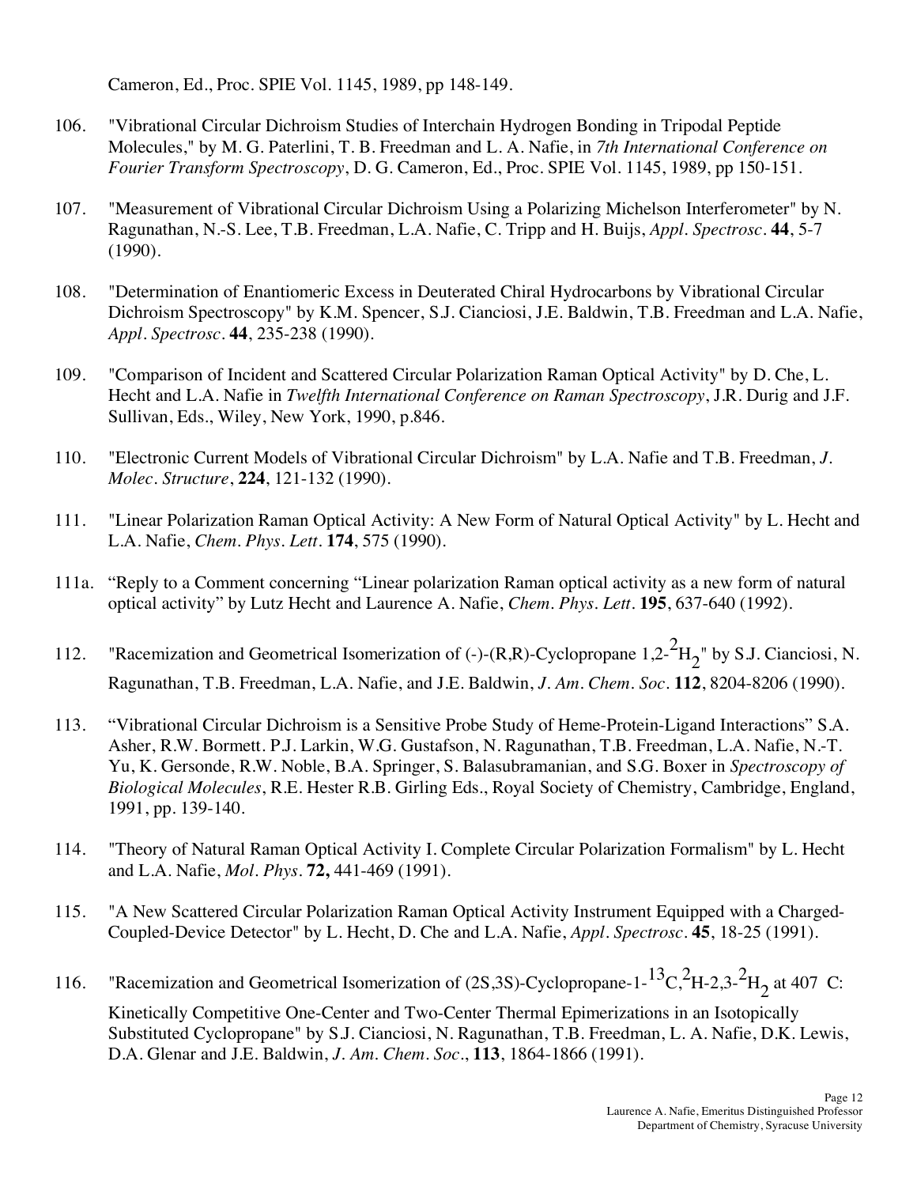Cameron, Ed., Proc. SPIE Vol. 1145, 1989, pp 148-149.

106. "Vibrational Circular Dichroism Studies of Interchain Hydrogen Bonding in Tripodal Peptide Molecules," by M. G. Paterlini, T. B. Freedman and L. A. Nafie, in *7th International Conference on Fourier Transform Spectroscopy*, D. G. Cameron, Ed., Proc. SPIE Vol. 1145, 1989, pp 150-151.

107. "Measurement of Vibrational Circular Dichroism Using a Polarizing Michelson Interferometer" by N. Ragunathan, N.-S. Lee, T.B. Freedman, L.A. Nafie, C. Tripp and H. Buijs, *Appl. Spectrosc.* **44**, 5-7 (1990).

108. "Determination of Enantiomeric Excess in Deuterated Chiral Hydrocarbons by Vibrational Circular Dichroism Spectroscopy" by K.M. Spencer, S.J. Cianciosi, J.E. Baldwin, T.B. Freedman and L.A. Nafie, *Appl. Spectrosc.* **44**, 235-238 (1990).

109. "Comparison of Incident and Scattered Circular Polarization Raman Optical Activity" by D. Che, L. Hecht and L.A. Nafie in *Twelfth International Conference on Raman Spectroscopy*, J.R. Durig and J.F. Sullivan, Eds., Wiley, New York, 1990, p.846.

110. "Electronic Current Models of Vibrational Circular Dichroism" by L.A. Nafie and T.B. Freedman, *J. Molec. Structure*, **224**, 121-132 (1990).

111. "Linear Polarization Raman Optical Activity: A New Form of Natural Optical Activity" by L. Hecht and L.A. Nafie, *Chem. Phys. Lett.* **174**, 575 (1990).

111a. “Reply to a Comment concerning “Linear polarization Raman optical activity as a new form of natural optical activity” by Lutz Hecht and Laurence A. Nafie, *Chem. Phys. Lett.* **195**, 637-640 (1992).

112. "Racemization and Geometrical Isomerization of (-)-(R,R)-Cyclopropane 1,2-$^{2}H_{2}$" by S.J. Cianciosi, N. Ragunathan, T.B. Freedman, L.A. Nafie, and J.E. Baldwin, *J. Am. Chem. Soc.* **112**, 8204-8206 (1990).

113. “Vibrational Circular Dichroism is a Sensitive Probe Study of Heme-Protein-Ligand Interactions” S.A. Asher, R.W. Bormett. P.J. Larkin, W.G. Gustafson, N. Ragunathan, T.B. Freedman, L.A. Nafie, N.-T. Yu, K. Gersonde, R.W. Noble, B.A. Springer, S. Balasubramanian, and S.G. Boxer in *Spectroscopy of Biological Molecules*, R.E. Hester R.B. Girling Eds., Royal Society of Chemistry, Cambridge, England, 1991, pp. 139-140.

114. "Theory of Natural Raman Optical Activity I. Complete Circular Polarization Formalism" by L. Hecht and L.A. Nafie, *Mol. Phys.* **72,** 441-469 (1991).

115. "A New Scattered Circular Polarization Raman Optical Activity Instrument Equipped with a Charged-Coupled-Device Detector" by L. Hecht, D. Che and L.A. Nafie, *Appl. Spectrosc.* **45**, 18-25 (1991).

116. "Racemization and Geometrical Isomerization of (2S,3S)-Cyclopropane-1-$^{13}C$,$^{2}H$-2,3-$^{2}H_{2}$ at 407 C: Kinetically Competitive One-Center and Two-Center Thermal Epimerizations in an Isotopically Substituted Cyclopropane" by S.J. Cianciosi, N. Ragunathan, T.B. Freedman, L. A. Nafie, D.K. Lewis, D.A. Glenar and J.E. Baldwin, *J. Am. Chem. Soc.*, **113**, 1864-1866 (1991).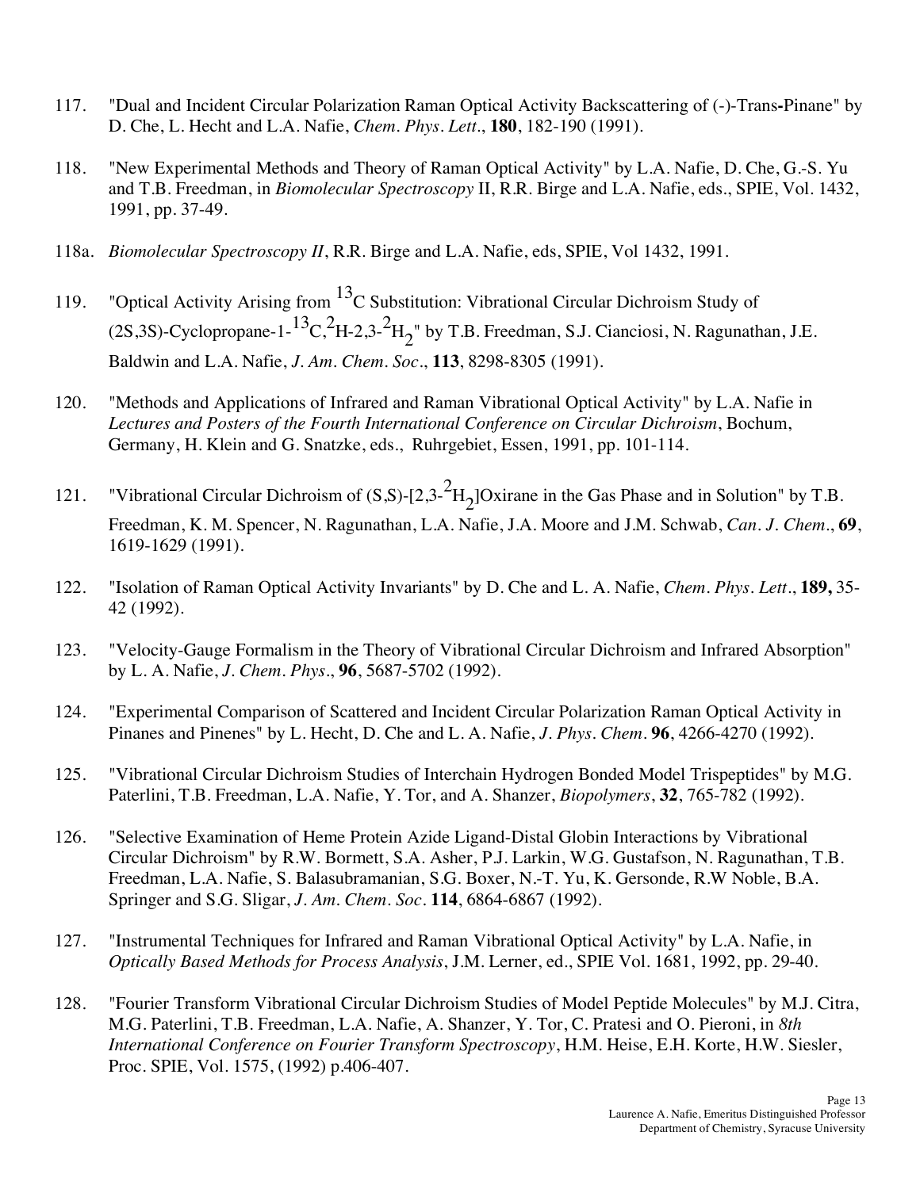117. "Dual and Incident Circular Polarization Raman Optical Activity Backscattering of (-)-Trans-Pinane" by D. Che, L. Hecht and L.A. Nafie, *Chem. Phys. Lett*., **180**, 182-190 (1991).

118. "New Experimental Methods and Theory of Raman Optical Activity" by L.A. Nafie, D. Che, G.-S. Yu and T.B. Freedman, in *Biomolecular Spectroscopy* II, R.R. Birge and L.A. Nafie, eds., SPIE, Vol. 1432, 1991, pp. 37-49.

118a. *Biomolecular Spectroscopy II*, R.R. Birge and L.A. Nafie, eds, SPIE, Vol 1432, 1991.

119. "Optical Activity Arising from $^{13}$C Substitution: Vibrational Circular Dichroism Study of (2S,3S)-Cyclopropane-1-$^{13}$C,$^{2}$H-2,3-$^{2}H_2$" by T.B. Freedman, S.J. Cianciosi, N. Ragunathan, J.E. Baldwin and L.A. Nafie, *J. Am. Chem. Soc*., **113**, 8298-8305 (1991).

120. "Methods and Applications of Infrared and Raman Vibrational Optical Activity" by L.A. Nafie in *Lectures and Posters of the Fourth International Conference on Circular Dichroism*, Bochum, Germany, H. Klein and G. Snatzke, eds., Ruhrgebiet, Essen, 1991, pp. 101-114.

121. "Vibrational Circular Dichroism of (S,S)-[2,3-$^{2}H_2$]Oxirane in the Gas Phase and in Solution" by T.B. Freedman, K. M. Spencer, N. Ragunathan, L.A. Nafie, J.A. Moore and J.M. Schwab, *Can. J. Chem*., **69**, 1619-1629 (1991).

122. "Isolation of Raman Optical Activity Invariants" by D. Che and L. A. Nafie, *Chem. Phys. Lett*., **189,** 35-42 (1992).

123. "Velocity-Gauge Formalism in the Theory of Vibrational Circular Dichroism and Infrared Absorption" by L. A. Nafie, *J. Chem. Phys*., **96**, 5687-5702 (1992).

124. "Experimental Comparison of Scattered and Incident Circular Polarization Raman Optical Activity in Pinanes and Pinenes" by L. Hecht, D. Che and L. A. Nafie, *J. Phys. Chem.* **96**, 4266-4270 (1992).

125. "Vibrational Circular Dichroism Studies of Interchain Hydrogen Bonded Model Trispeptides" by M.G. Paterlini, T.B. Freedman, L.A. Nafie, Y. Tor, and A. Shanzer, *Biopolymers*, **32**, 765-782 (1992).

126. "Selective Examination of Heme Protein Azide Ligand-Distal Globin Interactions by Vibrational Circular Dichroism" by R.W. Bormett, S.A. Asher, P.J. Larkin, W.G. Gustafson, N. Ragunathan, T.B. Freedman, L.A. Nafie, S. Balasubramanian, S.G. Boxer, N.-T. Yu, K. Gersonde, R.W Noble, B.A. Springer and S.G. Sligar, *J. Am. Chem. Soc*. **114**, 6864-6867 (1992).

127. "Instrumental Techniques for Infrared and Raman Vibrational Optical Activity" by L.A. Nafie, in *Optically Based Methods for Process Analysis*, J.M. Lerner, ed., SPIE Vol. 1681, 1992, pp. 29-40.

128. "Fourier Transform Vibrational Circular Dichroism Studies of Model Peptide Molecules" by M.J. Citra, M.G. Paterlini, T.B. Freedman, L.A. Nafie, A. Shanzer, Y. Tor, C. Pratesi and O. Pieroni, in *8th International Conference on Fourier Transform Spectroscopy*, H.M. Heise, E.H. Korte, H.W. Siesler, Proc. SPIE, Vol. 1575, (1992) p.406-407.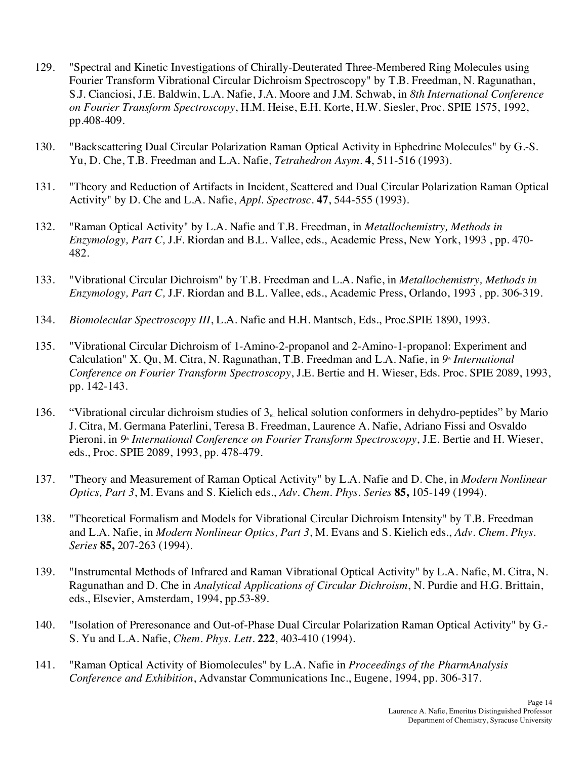129. "Spectral and Kinetic Investigations of Chirally-Deuterated Three-Membered Ring Molecules using Fourier Transform Vibrational Circular Dichroism Spectroscopy" by T.B. Freedman, N. Ragunathan, S.J. Cianciosi, J.E. Baldwin, L.A. Nafie, J.A. Moore and J.M. Schwab, in *8th International Conference on Fourier Transform Spectroscopy*, H.M. Heise, E.H. Korte, H.W. Siesler, Proc. SPIE 1575, 1992, pp.408-409.

130. "Backscattering Dual Circular Polarization Raman Optical Activity in Ephedrine Molecules" by G.-S. Yu, D. Che, T.B. Freedman and L.A. Nafie, *Tetrahedron Asym.* **4**, 511-516 (1993).

131. "Theory and Reduction of Artifacts in Incident, Scattered and Dual Circular Polarization Raman Optical Activity" by D. Che and L.A. Nafie, *Appl. Spectrosc.* **47**, 544-555 (1993).

132. "Raman Optical Activity" by L.A. Nafie and T.B. Freedman, in *Metallochemistry, Methods in Enzymology, Part C,* J.F. Riordan and B.L. Vallee, eds., Academic Press, New York, 1993 , pp. 470-482.

133. "Vibrational Circular Dichroism" by T.B. Freedman and L.A. Nafie, in *Metallochemistry, Methods in Enzymology, Part C,* J.F. Riordan and B.L. Vallee, eds., Academic Press, Orlando, 1993 , pp. 306-319.

134. *Biomolecular Spectroscopy III*, L.A. Nafie and H.H. Mantsch, Eds., Proc.SPIE 1890, 1993.

135. "Vibrational Circular Dichroism of 1-Amino-2-propanol and 2-Amino-1-propanol: Experiment and Calculation" X. Qu, M. Citra, N. Ragunathan, T.B. Freedman and L.A. Nafie, in *9th International Conference on Fourier Transform Spectroscopy*, J.E. Bertie and H. Wieser, Eds. Proc. SPIE 2089, 1993, pp. 142-143.

136. "Vibrational circular dichroism studies of $3_{10}$ helical solution conformers in dehydro-peptides" by Mario J. Citra, M. Germana Paterlini, Teresa B. Freedman, Laurence A. Nafie, Adriano Fissi and Osvaldo Pieroni, in *9th International Conference on Fourier Transform Spectroscopy*, J.E. Bertie and H. Wieser, eds., Proc. SPIE 2089, 1993, pp. 478-479.

137. "Theory and Measurement of Raman Optical Activity" by L.A. Nafie and D. Che, in *Modern Nonlinear Optics, Part 3*, M. Evans and S. Kielich eds., *Adv. Chem. Phys. Series* **85,** 105-149 (1994).

138. "Theoretical Formalism and Models for Vibrational Circular Dichroism Intensity" by T.B. Freedman and L.A. Nafie, in *Modern Nonlinear Optics, Part 3*, M. Evans and S. Kielich eds., *Adv. Chem. Phys. Series* **85,** 207-263 (1994).

139. "Instrumental Methods of Infrared and Raman Vibrational Optical Activity" by L.A. Nafie, M. Citra, N. Ragunathan and D. Che in *Analytical Applications of Circular Dichroism*, N. Purdie and H.G. Brittain, eds., Elsevier, Amsterdam, 1994, pp.53-89.

140. "Isolation of Preresonance and Out-of-Phase Dual Circular Polarization Raman Optical Activity" by G.-S. Yu and L.A. Nafie, *Chem. Phys. Lett.* **222**, 403-410 (1994).

141. "Raman Optical Activity of Biomolecules" by L.A. Nafie in *Proceedings of the PharmAnalysis Conference and Exhibition*, Advanstar Communications Inc., Eugene, 1994, pp. 306-317.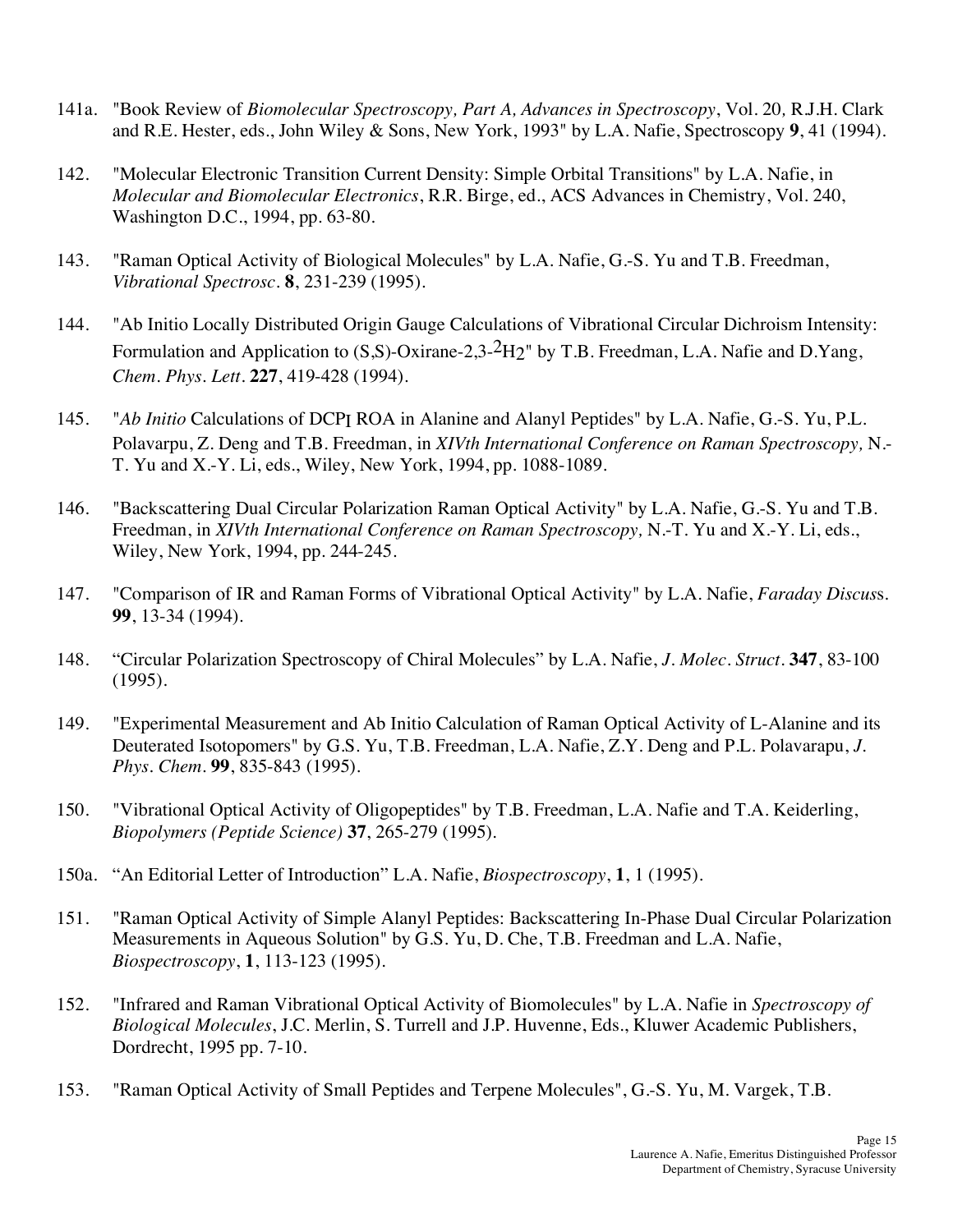141a. "Book Review of *Biomolecular Spectroscopy, Part A, Advances in Spectroscopy*, Vol. 20, R.J.H. Clark and R.E. Hester, eds., John Wiley & Sons, New York, 1993" by L.A. Nafie, Spectroscopy **9**, 41 (1994).

142. "Molecular Electronic Transition Current Density: Simple Orbital Transitions" by L.A. Nafie, in *Molecular and Biomolecular Electronics*, R.R. Birge, ed., ACS Advances in Chemistry, Vol. 240, Washington D.C., 1994, pp. 63-80.

143. "Raman Optical Activity of Biological Molecules" by L.A. Nafie, G.-S. Yu and T.B. Freedman, *Vibrational Spectrosc.* **8**, 231-239 (1995).

144. "Ab Initio Locally Distributed Origin Gauge Calculations of Vibrational Circular Dichroism Intensity: Formulation and Application to (S,S)-Oxirane-2,3-$^2H_2$" by T.B. Freedman, L.A. Nafie and D.Yang, *Chem. Phys. Lett.* **227**, 419-428 (1994).

145. "*Ab Initio* Calculations of $DCP_I$ ROA in Alanine and Alanyl Peptides" by L.A. Nafie, G.-S. Yu, P.L. Polavarpu, Z. Deng and T.B. Freedman, in *XIVth International Conference on Raman Spectroscopy,* N.-T. Yu and X.-Y. Li, eds., Wiley, New York, 1994, pp. 1088-1089.

146. "Backscattering Dual Circular Polarization Raman Optical Activity" by L.A. Nafie, G.-S. Yu and T.B. Freedman, in *XIVth International Conference on Raman Spectroscopy,* N.-T. Yu and X.-Y. Li, eds., Wiley, New York, 1994, pp. 244-245.

147. "Comparison of IR and Raman Forms of Vibrational Optical Activity" by L.A. Nafie, *Faraday Discuss.* **99**, 13-34 (1994).

148. "Circular Polarization Spectroscopy of Chiral Molecules" by L.A. Nafie, *J. Molec. Struct.* **347**, 83-100 (1995).

149. "Experimental Measurement and Ab Initio Calculation of Raman Optical Activity of L-Alanine and its Deuterated Isotopomers" by G.S. Yu, T.B. Freedman, L.A. Nafie, Z.Y. Deng and P.L. Polavarapu, *J. Phys. Chem.* **99**, 835-843 (1995).

150. "Vibrational Optical Activity of Oligopeptides" by T.B. Freedman, L.A. Nafie and T.A. Keiderling, *Biopolymers (Peptide Science)* **37**, 265-279 (1995).

150a. "An Editorial Letter of Introduction" L.A. Nafie, *Biospectroscopy*, **1**, 1 (1995).

151. "Raman Optical Activity of Simple Alanyl Peptides: Backscattering In-Phase Dual Circular Polarization Measurements in Aqueous Solution" by G.S. Yu, D. Che, T.B. Freedman and L.A. Nafie, *Biospectroscopy*, **1**, 113-123 (1995).

152. "Infrared and Raman Vibrational Optical Activity of Biomolecules" by L.A. Nafie in *Spectroscopy of Biological Molecules*, J.C. Merlin, S. Turrell and J.P. Huvenne, Eds., Kluwer Academic Publishers, Dordrecht, 1995 pp. 7-10.

153. "Raman Optical Activity of Small Peptides and Terpene Molecules", G.-S. Yu, M. Vargek, T.B.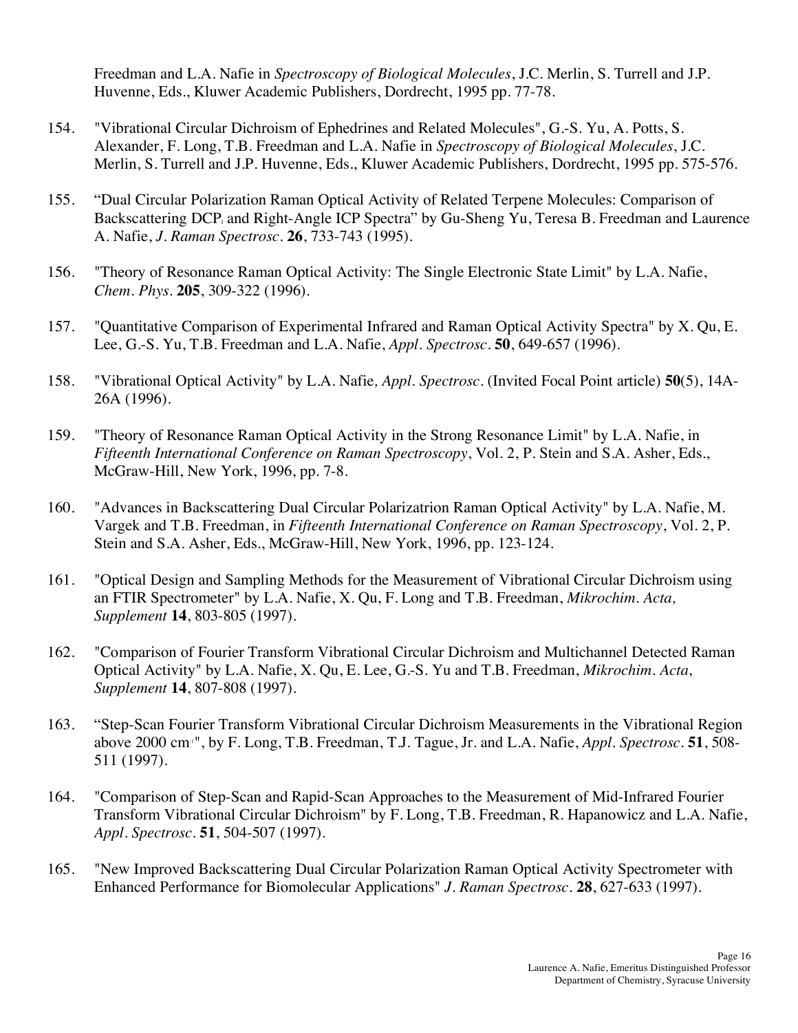Freedman and L.A. Nafie in *Spectroscopy of Biological Molecules*, J.C. Merlin, S. Turrell and J.P. Huvenne, Eds., Kluwer Academic Publishers, Dordrecht, 1995 pp. 77-78.

154. "Vibrational Circular Dichroism of Ephedrines and Related Molecules", G.-S. Yu, A. Potts, S. Alexander, F. Long, T.B. Freedman and L.A. Nafie in *Spectroscopy of Biological Molecules*, J.C. Merlin, S. Turrell and J.P. Huvenne, Eds., Kluwer Academic Publishers, Dordrecht, 1995 pp. 575-576.

155. "Dual Circular Polarization Raman Optical Activity of Related Terpene Molecules: Comparison of Backscattering $DCP_I$ and Right-Angle ICP Spectra" by Gu-Sheng Yu, Teresa B. Freedman and Laurence A. Nafie, *J. Raman Spectrosc.* **26**, 733-743 (1995).

156. "Theory of Resonance Raman Optical Activity: The Single Electronic State Limit" by L.A. Nafie, *Chem. Phys.* **205**, 309-322 (1996).

157. "Quantitative Comparison of Experimental Infrared and Raman Optical Activity Spectra" by X. Qu, E. Lee, G.-S. Yu, T.B. Freedman and L.A. Nafie, *Appl. Spectrosc.* **50**, 649-657 (1996).

158. "Vibrational Optical Activity" by L.A. Nafie, *Appl. Spectrosc.* (Invited Focal Point article) **50**(5), 14A-26A (1996).

159. "Theory of Resonance Raman Optical Activity in the Strong Resonance Limit" by L.A. Nafie, in *Fifteenth International Conference on Raman Spectroscopy*, Vol. 2, P. Stein and S.A. Asher, Eds., McGraw-Hill, New York, 1996, pp. 7-8.

160. "Advances in Backscattering Dual Circular Polarizatrion Raman Optical Activity" by L.A. Nafie, M. Vargek and T.B. Freedman, in *Fifteenth International Conference on Raman Spectroscopy*, Vol. 2, P. Stein and S.A. Asher, Eds., McGraw-Hill, New York, 1996, pp. 123-124.

161. "Optical Design and Sampling Methods for the Measurement of Vibrational Circular Dichroism using an FTIR Spectrometer" by L.A. Nafie, X. Qu, F. Long and T.B. Freedman, *Mikrochim. Acta, Supplement* **14**, 803-805 (1997).

162. "Comparison of Fourier Transform Vibrational Circular Dichroism and Multichannel Detected Raman Optical Activity" by L.A. Nafie, X. Qu, E. Lee, G.-S. Yu and T.B. Freedman, *Mikrochim. Acta*, *Supplement* **14**, 807-808 (1997).

163. "Step-Scan Fourier Transform Vibrational Circular Dichroism Measurements in the Vibrational Region above 2000 $cm^{-1}$", by F. Long, T.B. Freedman, T.J. Tague, Jr. and L.A. Nafie, *Appl. Spectrosc.* **51**, 508-511 (1997).

164. "Comparison of Step-Scan and Rapid-Scan Approaches to the Measurement of Mid-Infrared Fourier Transform Vibrational Circular Dichroism" by F. Long, T.B. Freedman, R. Hapanowicz and L.A. Nafie, *Appl. Spectrosc.* **51**, 504-507 (1997).

165. "New Improved Backscattering Dual Circular Polarization Raman Optical Activity Spectrometer with Enhanced Performance for Biomolecular Applications" *J. Raman Spectrosc.* **28**, 627-633 (1997).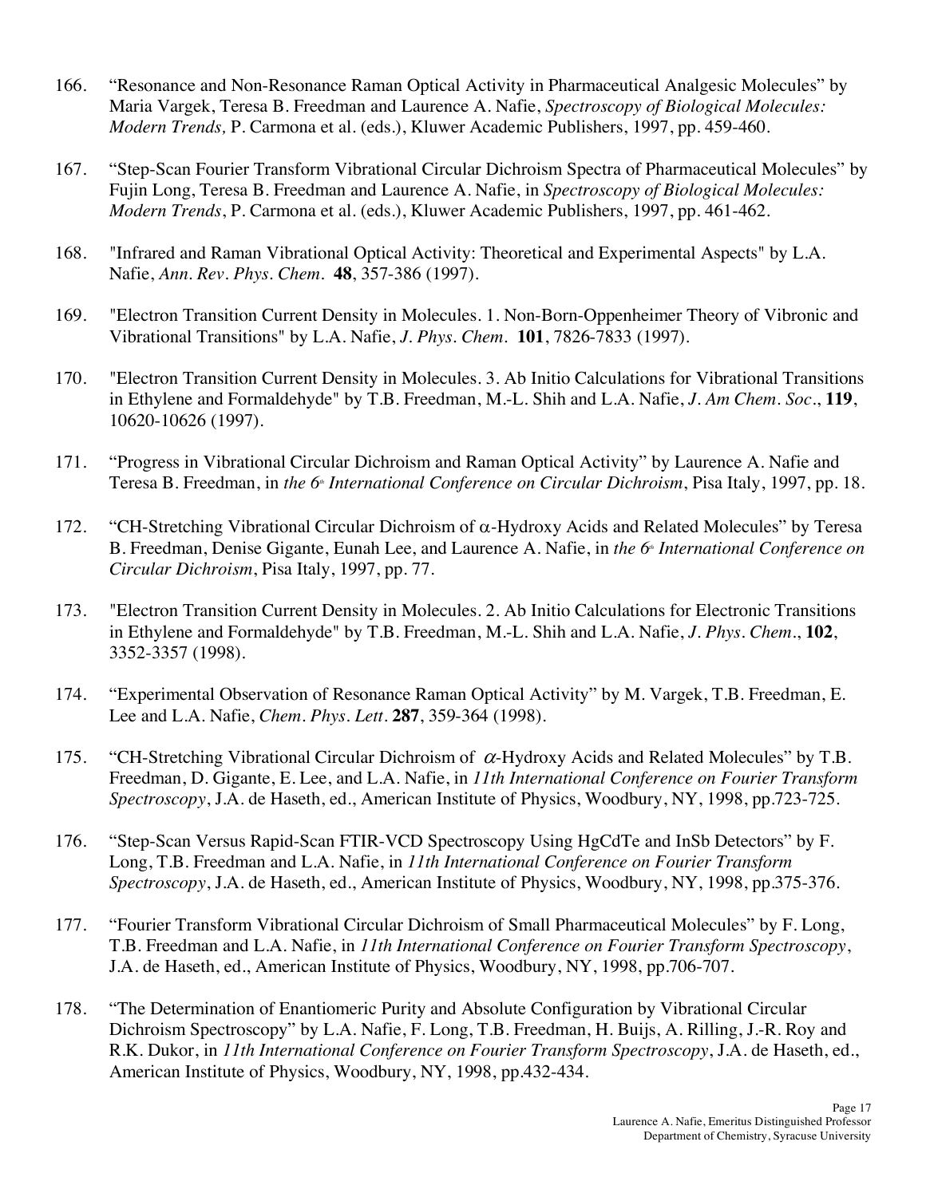166. “Resonance and Non-Resonance Raman Optical Activity in Pharmaceutical Analgesic Molecules” by Maria Vargek, Teresa B. Freedman and Laurence A. Nafie, *Spectroscopy of Biological Molecules: Modern Trends,* P. Carmona et al. (eds.), Kluwer Academic Publishers, 1997, pp. 459-460.

167. “Step-Scan Fourier Transform Vibrational Circular Dichroism Spectra of Pharmaceutical Molecules” by Fujin Long, Teresa B. Freedman and Laurence A. Nafie, in *Spectroscopy of Biological Molecules: Modern Trends*, P. Carmona et al. (eds.), Kluwer Academic Publishers, 1997, pp. 461-462.

168. "Infrared and Raman Vibrational Optical Activity: Theoretical and Experimental Aspects" by L.A. Nafie, *Ann. Rev. Phys. Chem.* **48**, 357-386 (1997).

169. "Electron Transition Current Density in Molecules. 1. Non-Born-Oppenheimer Theory of Vibronic and Vibrational Transitions" by L.A. Nafie, *J. Phys. Chem.* **101**, 7826-7833 (1997).

170. "Electron Transition Current Density in Molecules. 3. Ab Initio Calculations for Vibrational Transitions in Ethylene and Formaldehyde" by T.B. Freedman, M.-L. Shih and L.A. Nafie, *J. Am Chem. Soc*., **119**, 10620-10626 (1997).

171. “Progress in Vibrational Circular Dichroism and Raman Optical Activity” by Laurence A. Nafie and Teresa B. Freedman, in *the 6th International Conference on Circular Dichroism*, Pisa Italy, 1997, pp. 18.

172. “CH-Stretching Vibrational Circular Dichroism of $\alpha$-Hydroxy Acids and Related Molecules” by Teresa B. Freedman, Denise Gigante, Eunah Lee, and Laurence A. Nafie, in *the 6th International Conference on Circular Dichroism*, Pisa Italy, 1997, pp. 77.

173. "Electron Transition Current Density in Molecules. 2. Ab Initio Calculations for Electronic Transitions in Ethylene and Formaldehyde" by T.B. Freedman, M.-L. Shih and L.A. Nafie, *J. Phys. Chem*., **102**, 3352-3357 (1998).

174. “Experimental Observation of Resonance Raman Optical Activity” by M. Vargek, T.B. Freedman, E. Lee and L.A. Nafie, *Chem. Phys. Lett*. **287**, 359-364 (1998).

175. “CH-Stretching Vibrational Circular Dichroism of $\alpha$-Hydroxy Acids and Related Molecules” by T.B. Freedman, D. Gigante, E. Lee, and L.A. Nafie, in *11th International Conference on Fourier Transform Spectroscopy*, J.A. de Haseth, ed., American Institute of Physics, Woodbury, NY, 1998, pp.723-725.

176. “Step-Scan Versus Rapid-Scan FTIR-VCD Spectroscopy Using HgCdTe and InSb Detectors” by F. Long, T.B. Freedman and L.A. Nafie, in *11th International Conference on Fourier Transform Spectroscopy*, J.A. de Haseth, ed., American Institute of Physics, Woodbury, NY, 1998, pp.375-376.

177. “Fourier Transform Vibrational Circular Dichroism of Small Pharmaceutical Molecules” by F. Long, T.B. Freedman and L.A. Nafie, in *11th International Conference on Fourier Transform Spectroscopy*, J.A. de Haseth, ed., American Institute of Physics, Woodbury, NY, 1998, pp.706-707.

178. “The Determination of Enantiomeric Purity and Absolute Configuration by Vibrational Circular Dichroism Spectroscopy” by L.A. Nafie, F. Long, T.B. Freedman, H. Buijs, A. Rilling, J.-R. Roy and R.K. Dukor, in *11th International Conference on Fourier Transform Spectroscopy*, J.A. de Haseth, ed., American Institute of Physics, Woodbury, NY, 1998, pp.432-434.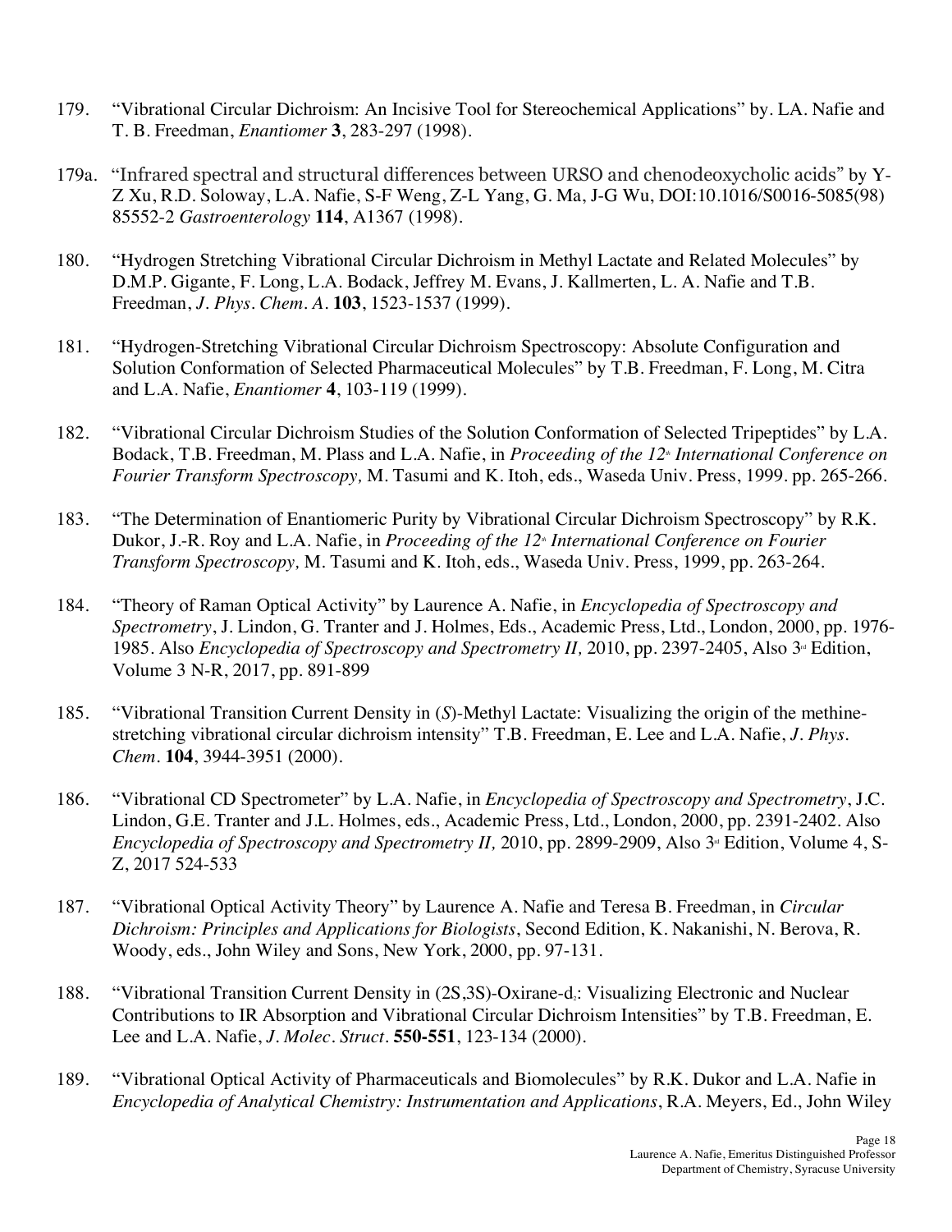179. "Vibrational Circular Dichroism: An Incisive Tool for Stereochemical Applications" by. LA. Nafie and T. B. Freedman, *Enantiomer* **3**, 283-297 (1998).

179a. "Infrared spectral and structural differences between URSO and chenodeoxycholic acids" by Y-Z Xu, R.D. Soloway, L.A. Nafie, S-F Weng, Z-L Yang, G. Ma, J-G Wu, DOI:10.1016/S0016-5085(98) 85552-2 *Gastroenterology* **114**, A1367 (1998).

180. "Hydrogen Stretching Vibrational Circular Dichroism in Methyl Lactate and Related Molecules" by D.M.P. Gigante, F. Long, L.A. Bodack, Jeffrey M. Evans, J. Kallmerten, L. A. Nafie and T.B. Freedman, *J. Phys. Chem. A.* **103**, 1523-1537 (1999).

181. "Hydrogen-Stretching Vibrational Circular Dichroism Spectroscopy: Absolute Configuration and Solution Conformation of Selected Pharmaceutical Molecules" by T.B. Freedman, F. Long, M. Citra and L.A. Nafie, *Enantiomer* **4**, 103-119 (1999).

182. "Vibrational Circular Dichroism Studies of the Solution Conformation of Selected Tripeptides" by L.A. Bodack, T.B. Freedman, M. Plass and L.A. Nafie, in *Proceeding of the 12th International Conference on Fourier Transform Spectroscopy,* M. Tasumi and K. Itoh, eds., Waseda Univ. Press, 1999. pp. 265-266.

183. "The Determination of Enantiomeric Purity by Vibrational Circular Dichroism Spectroscopy" by R.K. Dukor, J.-R. Roy and L.A. Nafie, in *Proceeding of the 12th International Conference on Fourier Transform Spectroscopy,* M. Tasumi and K. Itoh, eds., Waseda Univ. Press, 1999, pp. 263-264.

184. "Theory of Raman Optical Activity" by Laurence A. Nafie, in *Encyclopedia of Spectroscopy and Spectrometry*, J. Lindon, G. Tranter and J. Holmes, Eds., Academic Press, Ltd., London, 2000, pp. 1976-1985. Also *Encyclopedia of Spectroscopy and Spectrometry II,* 2010, pp. 2397-2405, Also 3rd Edition, Volume 3 N-R, 2017, pp. 891-899

185. "Vibrational Transition Current Density in (*S*)-Methyl Lactate: Visualizing the origin of the methine-stretching vibrational circular dichroism intensity" T.B. Freedman, E. Lee and L.A. Nafie, *J. Phys. Chem.* **104**, 3944-3951 (2000).

186. "Vibrational CD Spectrometer" by L.A. Nafie, in *Encyclopedia of Spectroscopy and Spectrometry*, J.C. Lindon, G.E. Tranter and J.L. Holmes, eds., Academic Press, Ltd., London, 2000, pp. 2391-2402. Also *Encyclopedia of Spectroscopy and Spectrometry II,* 2010, pp. 2899-2909, Also 3rd Edition, Volume 4, S-Z, 2017 524-533

187. "Vibrational Optical Activity Theory" by Laurence A. Nafie and Teresa B. Freedman, in *Circular Dichroism: Principles and Applications for Biologists*, Second Edition, K. Nakanishi, N. Berova, R. Woody, eds., John Wiley and Sons, New York, 2000, pp. 97-131.

188. "Vibrational Transition Current Density in (2S,3S)-Oxirane-$d_2$: Visualizing Electronic and Nuclear Contributions to IR Absorption and Vibrational Circular Dichroism Intensities" by T.B. Freedman, E. Lee and L.A. Nafie, *J. Molec. Struct.* **550-551**, 123-134 (2000).

189. "Vibrational Optical Activity of Pharmaceuticals and Biomolecules" by R.K. Dukor and L.A. Nafie in *Encyclopedia of Analytical Chemistry: Instrumentation and Applications*, R.A. Meyers, Ed., John Wiley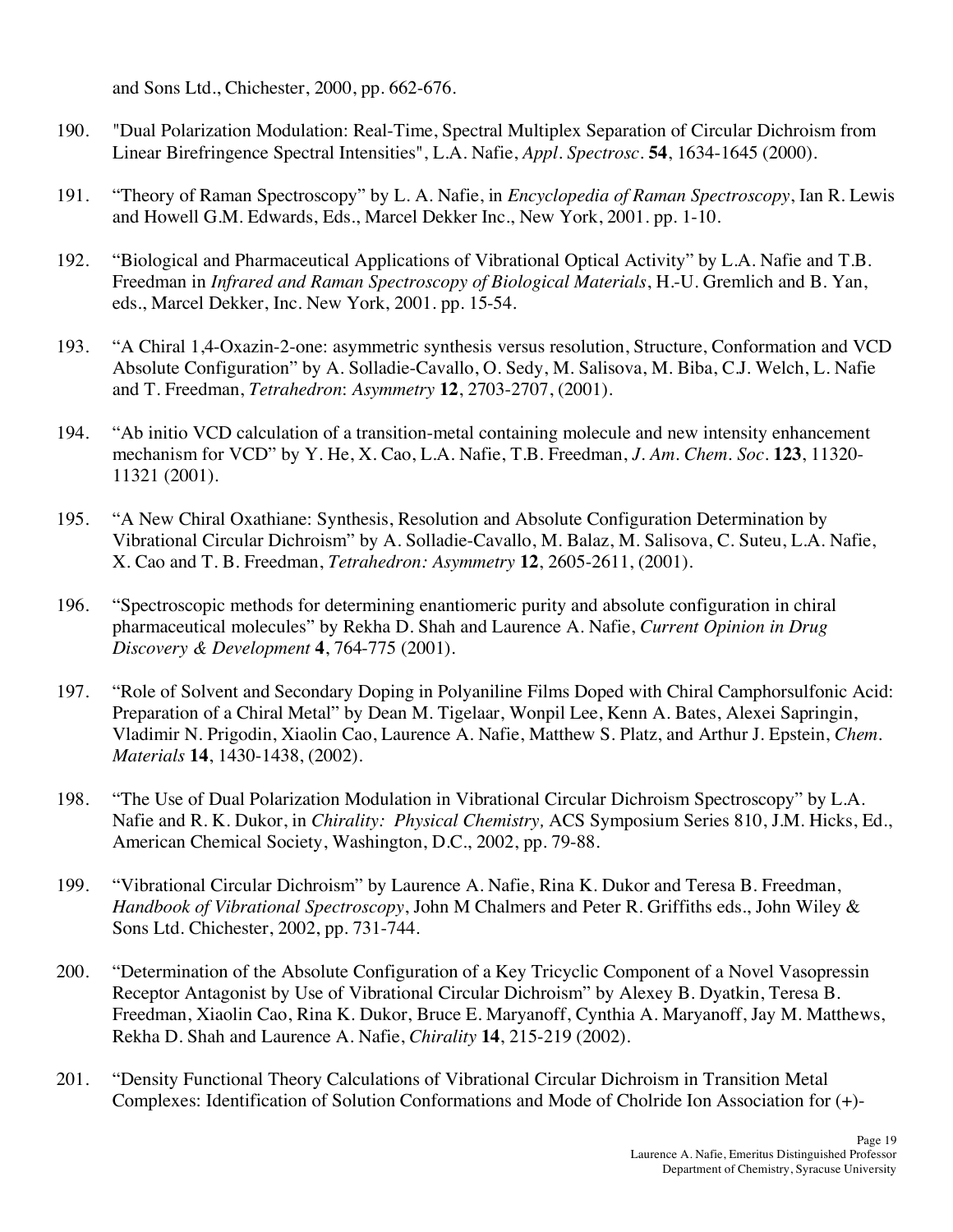and Sons Ltd., Chichester, 2000, pp. 662-676.

190. "Dual Polarization Modulation: Real-Time, Spectral Multiplex Separation of Circular Dichroism from Linear Birefringence Spectral Intensities", L.A. Nafie, *Appl. Spectrosc.* **54**, 1634-1645 (2000).

191. "Theory of Raman Spectroscopy" by L. A. Nafie, in *Encyclopedia of Raman Spectroscopy*, Ian R. Lewis and Howell G.M. Edwards, Eds., Marcel Dekker Inc., New York, 2001. pp. 1-10.

192. "Biological and Pharmaceutical Applications of Vibrational Optical Activity" by L.A. Nafie and T.B. Freedman in *Infrared and Raman Spectroscopy of Biological Materials*, H.-U. Gremlich and B. Yan, eds., Marcel Dekker, Inc. New York, 2001. pp. 15-54.

193. "A Chiral 1,4-Oxazin-2-one: asymmetric synthesis versus resolution, Structure, Conformation and VCD Absolute Configuration" by A. Solladie-Cavallo, O. Sedy, M. Salisova, M. Biba, C.J. Welch, L. Nafie and T. Freedman, *Tetrahedron*: *Asymmetry* **12**, 2703-2707, (2001).

194. "Ab initio VCD calculation of a transition-metal containing molecule and new intensity enhancement mechanism for VCD" by Y. He, X. Cao, L.A. Nafie, T.B. Freedman, *J. Am. Chem. Soc.* **123**, 11320-11321 (2001).

195. "A New Chiral Oxathiane: Synthesis, Resolution and Absolute Configuration Determination by Vibrational Circular Dichroism" by A. Solladie-Cavallo, M. Balaz, M. Salisova, C. Suteu, L.A. Nafie, X. Cao and T. B. Freedman, *Tetrahedron: Asymmetry* **12**, 2605-2611, (2001).

196. "Spectroscopic methods for determining enantiomeric purity and absolute configuration in chiral pharmaceutical molecules" by Rekha D. Shah and Laurence A. Nafie, *Current Opinion in Drug Discovery & Development* **4**, 764-775 (2001).

197. "Role of Solvent and Secondary Doping in Polyaniline Films Doped with Chiral Camphorsulfonic Acid: Preparation of a Chiral Metal" by Dean M. Tigelaar, Wonpil Lee, Kenn A. Bates, Alexei Sapringin, Vladimir N. Prigodin, Xiaolin Cao, Laurence A. Nafie, Matthew S. Platz, and Arthur J. Epstein, *Chem. Materials* **14**, 1430-1438, (2002).

198. "The Use of Dual Polarization Modulation in Vibrational Circular Dichroism Spectroscopy" by L.A. Nafie and R. K. Dukor, in *Chirality: Physical Chemistry,* ACS Symposium Series 810, J.M. Hicks, Ed., American Chemical Society, Washington, D.C., 2002, pp. 79-88.

199. "Vibrational Circular Dichroism" by Laurence A. Nafie, Rina K. Dukor and Teresa B. Freedman, *Handbook of Vibrational Spectroscopy*, John M Chalmers and Peter R. Griffiths eds., John Wiley & Sons Ltd. Chichester, 2002, pp. 731-744.

200. "Determination of the Absolute Configuration of a Key Tricyclic Component of a Novel Vasopressin Receptor Antagonist by Use of Vibrational Circular Dichroism" by Alexey B. Dyatkin, Teresa B. Freedman, Xiaolin Cao, Rina K. Dukor, Bruce E. Maryanoff, Cynthia A. Maryanoff, Jay M. Matthews, Rekha D. Shah and Laurence A. Nafie, *Chirality* **14**, 215-219 (2002).

201. "Density Functional Theory Calculations of Vibrational Circular Dichroism in Transition Metal Complexes: Identification of Solution Conformations and Mode of Cholride Ion Association for (+)-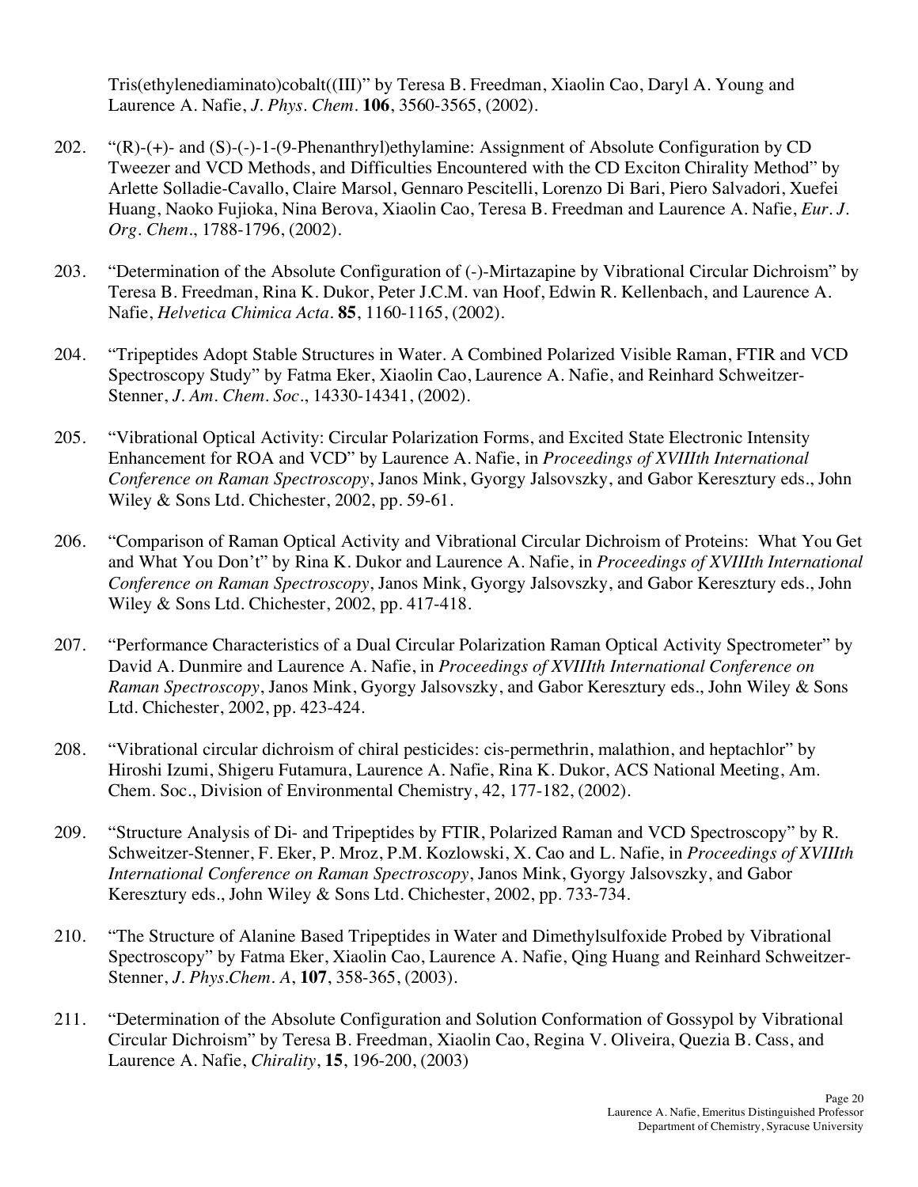Tris(ethylenediaminato)cobalt((III)" by Teresa B. Freedman, Xiaolin Cao, Daryl A. Young and Laurence A. Nafie, *J. Phys. Chem.* **106**, 3560-3565, (2002).

202. "(R)-(+)- and (S)-(-)-1-(9-Phenanthryl)ethylamine: Assignment of Absolute Configuration by CD Tweezer and VCD Methods, and Difficulties Encountered with the CD Exciton Chirality Method" by Arlette Solladie-Cavallo, Claire Marsol, Gennaro Pescitelli, Lorenzo Di Bari, Piero Salvadori, Xuefei Huang, Naoko Fujioka, Nina Berova, Xiaolin Cao, Teresa B. Freedman and Laurence A. Nafie, *Eur. J. Org. Chem*., 1788-1796, (2002).

203. "Determination of the Absolute Configuration of (-)-Mirtazapine by Vibrational Circular Dichroism" by Teresa B. Freedman, Rina K. Dukor, Peter J.C.M. van Hoof, Edwin R. Kellenbach, and Laurence A. Nafie, *Helvetica Chimica Acta*. **85**, 1160-1165, (2002).

204. "Tripeptides Adopt Stable Structures in Water. A Combined Polarized Visible Raman, FTIR and VCD Spectroscopy Study" by Fatma Eker, Xiaolin Cao, Laurence A. Nafie, and Reinhard Schweitzer-Stenner, *J. Am. Chem. Soc*., 14330-14341, (2002).

205. "Vibrational Optical Activity: Circular Polarization Forms, and Excited State Electronic Intensity Enhancement for ROA and VCD" by Laurence A. Nafie, in *Proceedings of XVIIIth International Conference on Raman Spectroscopy*, Janos Mink, Gyorgy Jalsovszky, and Gabor Keresztury eds., John Wiley & Sons Ltd. Chichester, 2002, pp. 59-61.

206. "Comparison of Raman Optical Activity and Vibrational Circular Dichroism of Proteins: What You Get and What You Don't" by Rina K. Dukor and Laurence A. Nafie, in *Proceedings of XVIIIth International Conference on Raman Spectroscopy*, Janos Mink, Gyorgy Jalsovszky, and Gabor Keresztury eds., John Wiley & Sons Ltd. Chichester, 2002, pp. 417-418.

207. "Performance Characteristics of a Dual Circular Polarization Raman Optical Activity Spectrometer" by David A. Dunmire and Laurence A. Nafie, in *Proceedings of XVIIIth International Conference on Raman Spectroscopy*, Janos Mink, Gyorgy Jalsovszky, and Gabor Keresztury eds., John Wiley & Sons Ltd. Chichester, 2002, pp. 423-424.

208. "Vibrational circular dichroism of chiral pesticides: cis-permethrin, malathion, and heptachlor" by Hiroshi Izumi, Shigeru Futamura, Laurence A. Nafie, Rina K. Dukor, ACS National Meeting, Am. Chem. Soc., Division of Environmental Chemistry, 42, 177-182, (2002).

209. "Structure Analysis of Di- and Tripeptides by FTIR, Polarized Raman and VCD Spectroscopy" by R. Schweitzer-Stenner, F. Eker, P. Mroz, P.M. Kozlowski, X. Cao and L. Nafie, in *Proceedings of XVIIIth International Conference on Raman Spectroscopy*, Janos Mink, Gyorgy Jalsovszky, and Gabor Keresztury eds., John Wiley & Sons Ltd. Chichester, 2002, pp. 733-734.

210. "The Structure of Alanine Based Tripeptides in Water and Dimethylsulfoxide Probed by Vibrational Spectroscopy" by Fatma Eker, Xiaolin Cao, Laurence A. Nafie, Qing Huang and Reinhard Schweitzer-Stenner, *J. Phys.Chem. A*, **107**, 358-365, (2003).

211. "Determination of the Absolute Configuration and Solution Conformation of Gossypol by Vibrational Circular Dichroism" by Teresa B. Freedman, Xiaolin Cao, Regina V. Oliveira, Quezia B. Cass, and Laurence A. Nafie, *Chirality*, **15**, 196-200, (2003)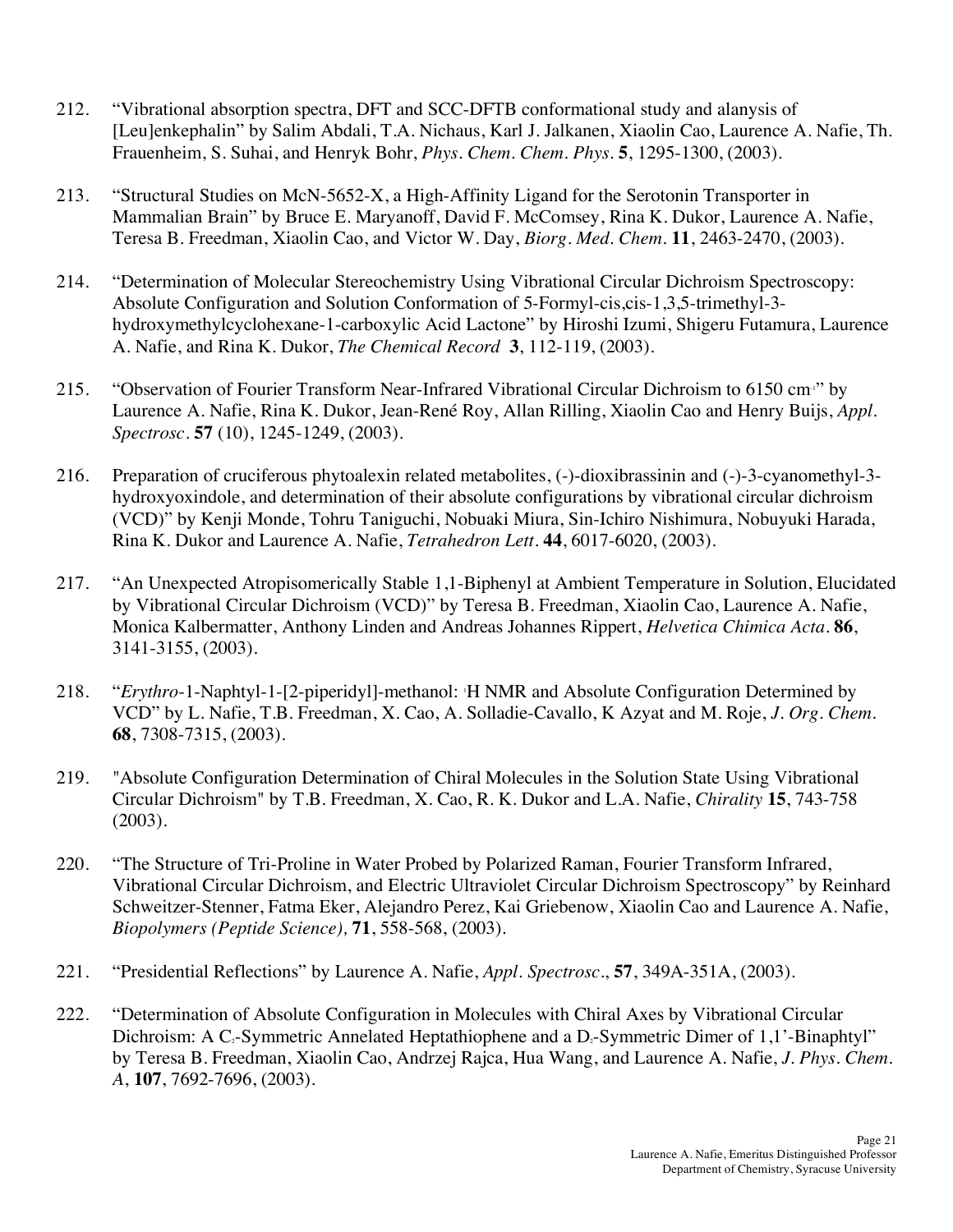212. “Vibrational absorption spectra, DFT and SCC-DFTB conformational study and alanysis of [Leu]enkephalin” by Salim Abdali, T.A. Nichaus, Karl J. Jalkanen, Xiaolin Cao, Laurence A. Nafie, Th. Frauenheim, S. Suhai, and Henryk Bohr, *Phys. Chem. Chem. Phys.* **5**, 1295-1300, (2003).

213. “Structural Studies on McN-5652-X, a High-Affinity Ligand for the Serotonin Transporter in Mammalian Brain” by Bruce E. Maryanoff, David F. McComsey, Rina K. Dukor, Laurence A. Nafie, Teresa B. Freedman, Xiaolin Cao, and Victor W. Day, *Biorg. Med. Chem.* **11**, 2463-2470, (2003).

214. “Determination of Molecular Stereochemistry Using Vibrational Circular Dichroism Spectroscopy: Absolute Configuration and Solution Conformation of 5-Formyl-cis,cis-1,3,5-trimethyl-3-hydroxymethylcyclohexane-1-carboxylic Acid Lactone” by Hiroshi Izumi, Shigeru Futamura, Laurence A. Nafie, and Rina K. Dukor, *The Chemical Record* **3**, 112-119, (2003).

215. “Observation of Fourier Transform Near-Infrared Vibrational Circular Dichroism to 6150 $cm^{-1}$” by Laurence A. Nafie, Rina K. Dukor, Jean-René Roy, Allan Rilling, Xiaolin Cao and Henry Buijs, *Appl. Spectrosc.* **57** (10), 1245-1249, (2003).

216. Preparation of cruciferous phytoalexin related metabolites, (-)-dioxibrassinin and (-)-3-cyanomethyl-3-hydroxyoxindole, and determination of their absolute configurations by vibrational circular dichroism (VCD)” by Kenji Monde, Tohru Taniguchi, Nobuaki Miura, Sin-Ichiro Nishimura, Nobuyuki Harada, Rina K. Dukor and Laurence A. Nafie, *Tetrahedron Lett.* **44**, 6017-6020, (2003).

217. “An Unexpected Atropisomerically Stable 1,1-Biphenyl at Ambient Temperature in Solution, Elucidated by Vibrational Circular Dichroism (VCD)” by Teresa B. Freedman, Xiaolin Cao, Laurence A. Nafie, Monica Kalbermatter, Anthony Linden and Andreas Johannes Rippert, *Helvetica Chimica Acta.* **86**, 3141-3155, (2003).

218. “*Erythro*-1-Naphtyl-1-[2-piperidyl]-methanol: $^{1}$H NMR and Absolute Configuration Determined by VCD” by L. Nafie, T.B. Freedman, X. Cao, A. Solladie-Cavallo, K Azyat and M. Roje, *J. Org. Chem.* **68**, 7308-7315, (2003).

219. "Absolute Configuration Determination of Chiral Molecules in the Solution State Using Vibrational Circular Dichroism" by T.B. Freedman, X. Cao, R. K. Dukor and L.A. Nafie, *Chirality* **15**, 743-758 (2003).

220. “The Structure of Tri-Proline in Water Probed by Polarized Raman, Fourier Transform Infrared, Vibrational Circular Dichroism, and Electric Ultraviolet Circular Dichroism Spectroscopy” by Reinhard Schweitzer-Stenner, Fatma Eker, Alejandro Perez, Kai Griebenow, Xiaolin Cao and Laurence A. Nafie, *Biopolymers (Peptide Science),* **71**, 558-568, (2003).

221. “Presidential Reflections” by Laurence A. Nafie, *Appl. Spectrosc.*, **57**, 349A-351A, (2003).

222. “Determination of Absolute Configuration in Molecules with Chiral Axes by Vibrational Circular Dichroism: A $C_2$-Symmetric Annelated Heptathiophene and a $D_2$-Symmetric Dimer of 1,1’-Binaphtyl” by Teresa B. Freedman, Xiaolin Cao, Andrzej Rajca, Hua Wang, and Laurence A. Nafie, *J. Phys. Chem. A*, **107**, 7692-7696, (2003).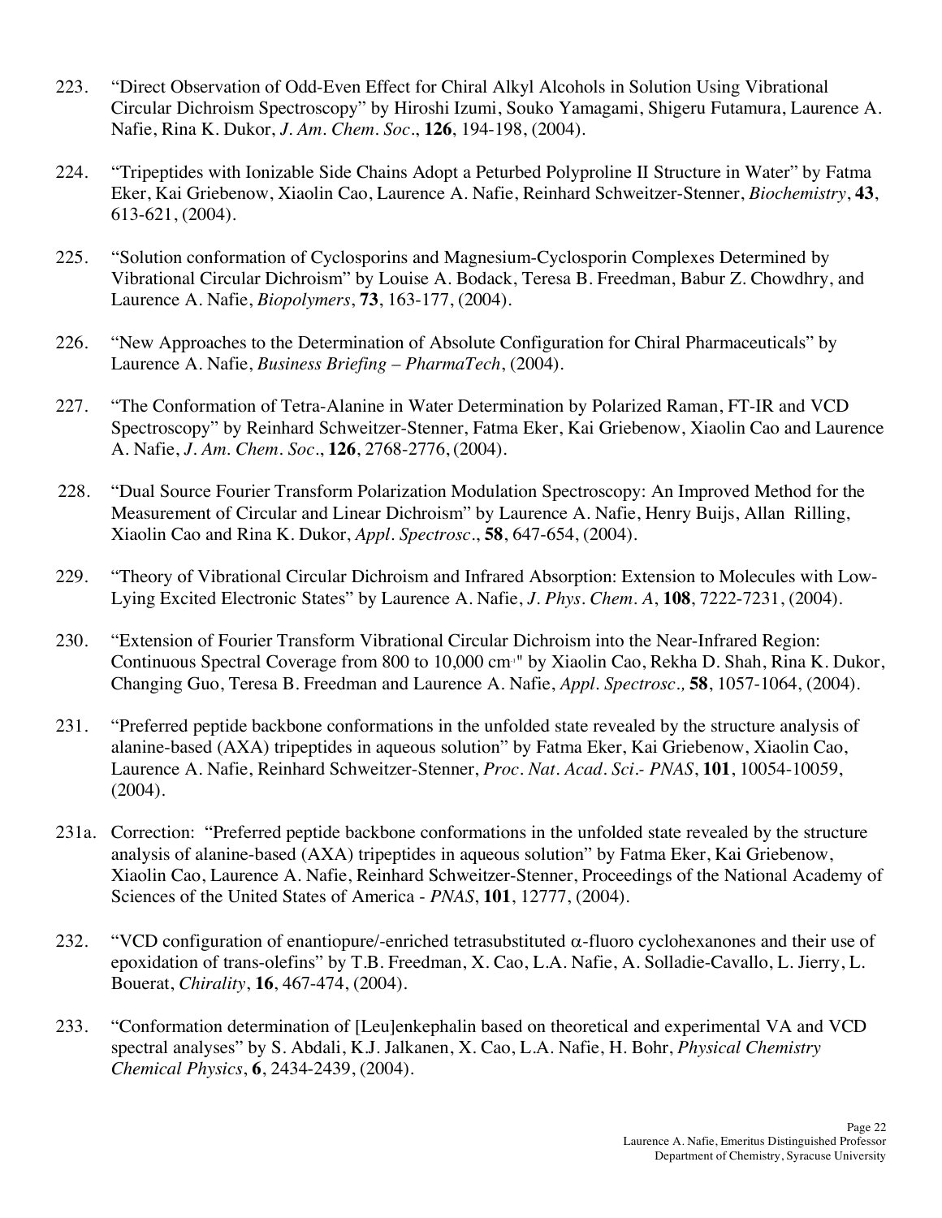223. "Direct Observation of Odd-Even Effect for Chiral Alkyl Alcohols in Solution Using Vibrational Circular Dichroism Spectroscopy" by Hiroshi Izumi, Souko Yamagami, Shigeru Futamura, Laurence A. Nafie, Rina K. Dukor, *J. Am. Chem. Soc.*, **126**, 194-198, (2004).

224. "Tripeptides with Ionizable Side Chains Adopt a Peturbed Polyproline II Structure in Water" by Fatma Eker, Kai Griebenow, Xiaolin Cao, Laurence A. Nafie, Reinhard Schweitzer-Stenner, *Biochemistry*, **43**, 613-621, (2004).

225. "Solution conformation of Cyclosporins and Magnesium-Cyclosporin Complexes Determined by Vibrational Circular Dichroism" by Louise A. Bodack, Teresa B. Freedman, Babur Z. Chowdhry, and Laurence A. Nafie, *Biopolymers*, **73**, 163-177, (2004).

226. "New Approaches to the Determination of Absolute Configuration for Chiral Pharmaceuticals" by Laurence A. Nafie, *Business Briefing – PharmaTech*, (2004).

227. "The Conformation of Tetra-Alanine in Water Determination by Polarized Raman, FT-IR and VCD Spectroscopy" by Reinhard Schweitzer-Stenner, Fatma Eker, Kai Griebenow, Xiaolin Cao and Laurence A. Nafie, *J. Am. Chem. Soc.*, **126**, 2768-2776, (2004).

228. "Dual Source Fourier Transform Polarization Modulation Spectroscopy: An Improved Method for the Measurement of Circular and Linear Dichroism" by Laurence A. Nafie, Henry Buijs, Allan Rilling, Xiaolin Cao and Rina K. Dukor, *Appl. Spectrosc.*, **58**, 647-654, (2004).

229. "Theory of Vibrational Circular Dichroism and Infrared Absorption: Extension to Molecules with Low-Lying Excited Electronic States" by Laurence A. Nafie, *J. Phys. Chem. A*, **108**, 7222-7231, (2004).

230. "Extension of Fourier Transform Vibrational Circular Dichroism into the Near-Infrared Region: Continuous Spectral Coverage from 800 to 10,000 $cm^{-1}$" by Xiaolin Cao, Rekha D. Shah, Rina K. Dukor, Changing Guo, Teresa B. Freedman and Laurence A. Nafie, *Appl. Spectrosc.,* **58**, 1057-1064, (2004).

231. "Preferred peptide backbone conformations in the unfolded state revealed by the structure analysis of alanine-based (AXA) tripeptides in aqueous solution" by Fatma Eker, Kai Griebenow, Xiaolin Cao, Laurence A. Nafie, Reinhard Schweitzer-Stenner, *Proc. Nat. Acad. Sci.- PNAS*, **101**, 10054-10059, (2004).

231a. Correction: "Preferred peptide backbone conformations in the unfolded state revealed by the structure analysis of alanine-based (AXA) tripeptides in aqueous solution" by Fatma Eker, Kai Griebenow, Xiaolin Cao, Laurence A. Nafie, Reinhard Schweitzer-Stenner, Proceedings of the National Academy of Sciences of the United States of America - *PNAS*, **101**, 12777, (2004).

232. "VCD configuration of enantiopure/-enriched tetrasubstituted $\alpha$-fluoro cyclohexanones and their use of epoxidation of trans-olefins" by T.B. Freedman, X. Cao, L.A. Nafie, A. Solladie-Cavallo, L. Jierry, L. Bouerat, *Chirality*, **16**, 467-474, (2004).

233. "Conformation determination of [Leu]enkephalin based on theoretical and experimental VA and VCD spectral analyses" by S. Abdali, K.J. Jalkanen, X. Cao, L.A. Nafie, H. Bohr, *Physical Chemistry Chemical Physics*, **6**, 2434-2439, (2004).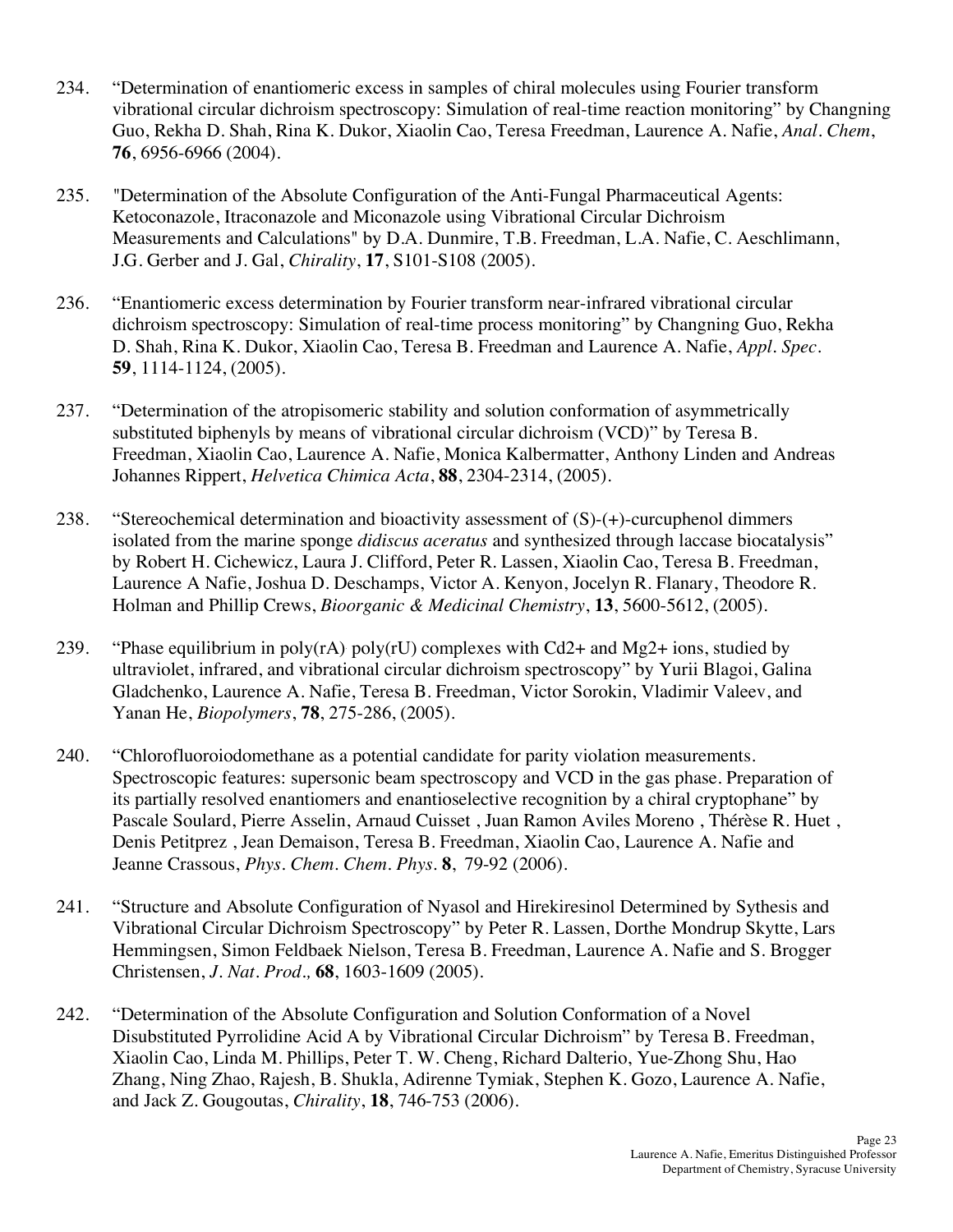234. “Determination of enantiomeric excess in samples of chiral molecules using Fourier transform vibrational circular dichroism spectroscopy: Simulation of real-time reaction monitoring” by Changning Guo, Rekha D. Shah, Rina K. Dukor, Xiaolin Cao, Teresa Freedman, Laurence A. Nafie, *Anal. Chem*, **76**, 6956-6966 (2004).

235. "Determination of the Absolute Configuration of the Anti-Fungal Pharmaceutical Agents: Ketoconazole, Itraconazole and Miconazole using Vibrational Circular Dichroism Measurements and Calculations" by D.A. Dunmire, T.B. Freedman, L.A. Nafie, C. Aeschlimann, J.G. Gerber and J. Gal, *Chirality*, **17**, S101-S108 (2005).

236. “Enantiomeric excess determination by Fourier transform near-infrared vibrational circular dichroism spectroscopy: Simulation of real-time process monitoring” by Changning Guo, Rekha D. Shah, Rina K. Dukor, Xiaolin Cao, Teresa B. Freedman and Laurence A. Nafie, *Appl. Spec.* **59**, 1114-1124, (2005).

237. “Determination of the atropisomeric stability and solution conformation of asymmetrically substituted biphenyls by means of vibrational circular dichroism (VCD)” by Teresa B. Freedman, Xiaolin Cao, Laurence A. Nafie, Monica Kalbermatter, Anthony Linden and Andreas Johannes Rippert, *Helvetica Chimica Acta*, **88**, 2304-2314, (2005).

238. “Stereochemical determination and bioactivity assessment of (S)-(+)-curcuphenol dimmers isolated from the marine sponge *didiscus aceratus* and synthesized through laccase biocatalysis” by Robert H. Cichewicz, Laura J. Clifford, Peter R. Lassen, Xiaolin Cao, Teresa B. Freedman, Laurence A Nafie, Joshua D. Deschamps, Victor A. Kenyon, Jocelyn R. Flanary, Theodore R. Holman and Phillip Crews, *Bioorganic & Medicinal Chemistry*, **13**, 5600-5612, (2005).

239. “Phase equilibrium in poly(rA) poly(rU) complexes with Cd2+ and Mg2+ ions, studied by ultraviolet, infrared, and vibrational circular dichroism spectroscopy” by Yurii Blagoi, Galina Gladchenko, Laurence A. Nafie, Teresa B. Freedman, Victor Sorokin, Vladimir Valeev, and Yanan He, *Biopolymers*, **78**, 275-286, (2005).

240. “Chlorofluoroiodomethane as a potential candidate for parity violation measurements. Spectroscopic features: supersonic beam spectroscopy and VCD in the gas phase. Preparation of its partially resolved enantiomers and enantioselective recognition by a chiral cryptophane” by Pascale Soulard, Pierre Asselin, Arnaud Cuisset , Juan Ramon Aviles Moreno , Thérèse R. Huet , Denis Petitprez , Jean Demaison, Teresa B. Freedman, Xiaolin Cao, Laurence A. Nafie and Jeanne Crassous, *Phys. Chem. Chem. Phys.* **8**, 79-92 (2006).

241. “Structure and Absolute Configuration of Nyasol and Hirekiresinol Determined by Sythesis and Vibrational Circular Dichroism Spectroscopy” by Peter R. Lassen, Dorthe Mondrup Skytte, Lars Hemmingsen, Simon Feldbaek Nielson, Teresa B. Freedman, Laurence A. Nafie and S. Brogger Christensen, *J. Nat. Prod.,* **68**, 1603-1609 (2005).

242. “Determination of the Absolute Configuration and Solution Conformation of a Novel Disubstituted Pyrrolidine Acid A by Vibrational Circular Dichroism” by Teresa B. Freedman, Xiaolin Cao, Linda M. Phillips, Peter T. W. Cheng, Richard Dalterio, Yue-Zhong Shu, Hao Zhang, Ning Zhao, Rajesh, B. Shukla, Adirenne Tymiak, Stephen K. Gozo, Laurence A. Nafie, and Jack Z. Gougoutas, *Chirality*, **18**, 746-753 (2006).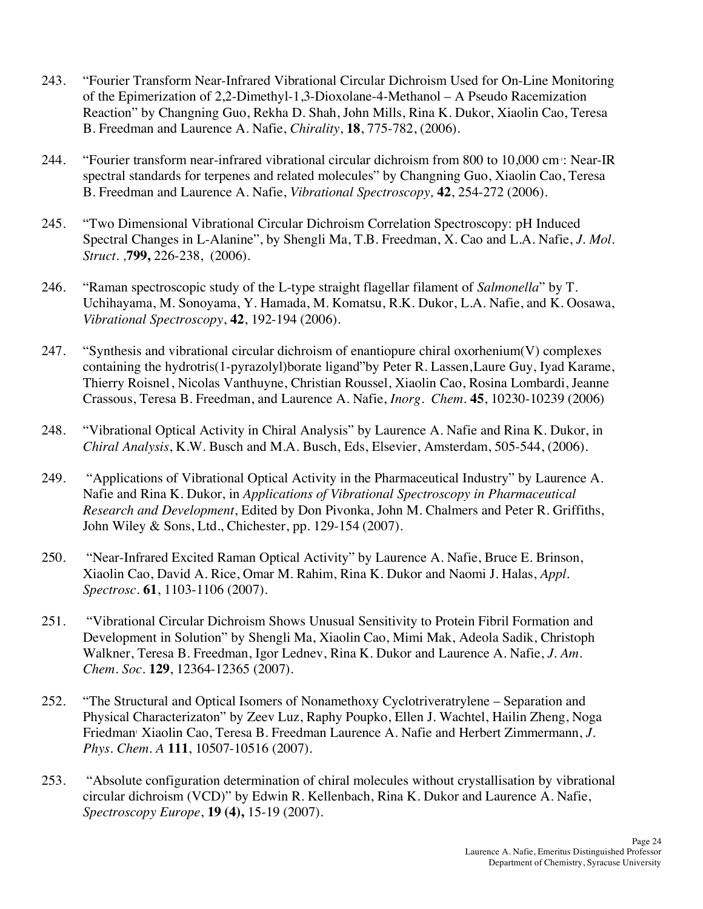243. "Fourier Transform Near-Infrared Vibrational Circular Dichroism Used for On-Line Monitoring of the Epimerization of 2,2-Dimethyl-1,3-Dioxolane-4-Methanol – A Pseudo Racemization Reaction" by Changning Guo, Rekha D. Shah, John Mills, Rina K. Dukor, Xiaolin Cao, Teresa B. Freedman and Laurence A. Nafie, *Chirality*, **18**, 775-782, (2006).

244. "Fourier transform near-infrared vibrational circular dichroism from 800 to 10,000 cm$^{-1}$: Near-IR spectral standards for terpenes and related molecules" by Changning Guo, Xiaolin Cao, Teresa B. Freedman and Laurence A. Nafie, *Vibrational Spectroscopy,* **42**, 254-272 (2006).

245. "Two Dimensional Vibrational Circular Dichroism Correlation Spectroscopy: pH Induced Spectral Changes in L-Alanine", by Shengli Ma, T.B. Freedman, X. Cao and L.A. Nafie, *J. Mol. Struct. ,***799,** 226-238, (2006).

246. "Raman spectroscopic study of the L-type straight flagellar filament of *Salmonella*" by T. Uchihayama, M. Sonoyama, Y. Hamada, M. Komatsu, R.K. Dukor, L.A. Nafie, and K. Oosawa, *Vibrational Spectroscopy*, **42**, 192-194 (2006).

247. "Synthesis and vibrational circular dichroism of enantiopure chiral oxorhenium(V) complexes containing the hydrotris(1-pyrazolyl)borate ligand"by Peter R. Lassen,Laure Guy, Iyad Karame, Thierry Roisnel, Nicolas Vanthuyne, Christian Roussel, Xiaolin Cao, Rosina Lombardi, Jeanne Crassous, Teresa B. Freedman, and Laurence A. Nafie, *Inorg. Chem.* **45**, 10230-10239 (2006)

248. "Vibrational Optical Activity in Chiral Analysis" by Laurence A. Nafie and Rina K. Dukor, in *Chiral Analysis*, K.W. Busch and M.A. Busch, Eds, Elsevier, Amsterdam, 505-544, (2006).

249. "Applications of Vibrational Optical Activity in the Pharmaceutical Industry" by Laurence A. Nafie and Rina K. Dukor, in *Applications of Vibrational Spectroscopy in Pharmaceutical Research and Development*, Edited by Don Pivonka, John M. Chalmers and Peter R. Griffiths, John Wiley & Sons, Ltd., Chichester, pp. 129-154 (2007).

250. "Near-Infrared Excited Raman Optical Activity" by Laurence A. Nafie, Bruce E. Brinson, Xiaolin Cao, David A. Rice, Omar M. Rahim, Rina K. Dukor and Naomi J. Halas, *Appl. Spectrosc.* **61**, 1103-1106 (2007).

251. "Vibrational Circular Dichroism Shows Unusual Sensitivity to Protein Fibril Formation and Development in Solution" by Shengli Ma, Xiaolin Cao, Mimi Mak, Adeola Sadik, Christoph Walkner, Teresa B. Freedman, Igor Lednev, Rina K. Dukor and Laurence A. Nafie, *J. Am. Chem. Soc.* **129**, 12364-12365 (2007).

252. "The Structural and Optical Isomers of Nonamethoxy Cyclotriveratrylene – Separation and Physical Characterizaton" by Zeev Luz, Raphy Poupko, Ellen J. Wachtel, Hailin Zheng, Noga Friedman, Xiaolin Cao, Teresa B. Freedman Laurence A. Nafie and Herbert Zimmermann, *J. Phys. Chem. A* **111**, 10507-10516 (2007).

253. "Absolute configuration determination of chiral molecules without crystallisation by vibrational circular dichroism (VCD)" by Edwin R. Kellenbach, Rina K. Dukor and Laurence A. Nafie, *Spectroscopy Europe*, **19 (4),** 15-19 (2007).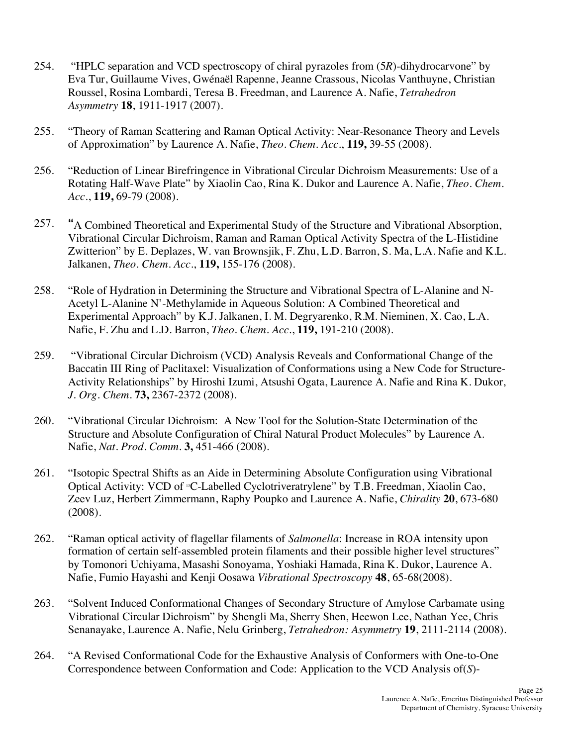254. "HPLC separation and VCD spectroscopy of chiral pyrazoles from (5*R*)-dihydrocarvone" by Eva Tur, Guillaume Vives, Gwénaël Rapenne, Jeanne Crassous, Nicolas Vanthuyne, Christian Roussel, Rosina Lombardi, Teresa B. Freedman, and Laurence A. Nafie, *Tetrahedron Asymmetry* **18**, 1911-1917 (2007).

255. "Theory of Raman Scattering and Raman Optical Activity: Near-Resonance Theory and Levels of Approximation" by Laurence A. Nafie, *Theo. Chem. Acc*., **119,** 39-55 (2008).

256. "Reduction of Linear Birefringence in Vibrational Circular Dichroism Measurements: Use of a Rotating Half-Wave Plate" by Xiaolin Cao, Rina K. Dukor and Laurence A. Nafie, *Theo. Chem. Acc*., **119,** 69-79 (2008).

257. "A Combined Theoretical and Experimental Study of the Structure and Vibrational Absorption, Vibrational Circular Dichroism, Raman and Raman Optical Activity Spectra of the L-Histidine Zwitterion" by E. Deplazes, W. van Brownsjik, F. Zhu, L.D. Barron, S. Ma, L.A. Nafie and K.L. Jalkanen, *Theo. Chem. Acc*., **119,** 155-176 (2008).

258. "Role of Hydration in Determining the Structure and Vibrational Spectra of L-Alanine and N-Acetyl L-Alanine N'-Methylamide in Aqueous Solution: A Combined Theoretical and Experimental Approach" by K.J. Jalkanen, I. M. Degryarenko, R.M. Nieminen, X. Cao, L.A. Nafie, F. Zhu and L.D. Barron, *Theo. Chem. Acc*., **119,** 191-210 (2008).

259. "Vibrational Circular Dichroism (VCD) Analysis Reveals and Conformational Change of the Baccatin III Ring of Paclitaxel: Visualization of Conformations using a New Code for Structure-Activity Relationships" by Hiroshi Izumi, Atsushi Ogata, Laurence A. Nafie and Rina K. Dukor, *J. Org. Chem.* **73,** 2367-2372 (2008).

260. "Vibrational Circular Dichroism: A New Tool for the Solution-State Determination of the Structure and Absolute Configuration of Chiral Natural Product Molecules" by Laurence A. Nafie, *Nat. Prod. Comm.* **3,** 451-466 (2008).

261. "Isotopic Spectral Shifts as an Aide in Determining Absolute Configuration using Vibrational Optical Activity: VCD of $^{13}$C-Labelled Cyclotriveratrylene" by T.B. Freedman, Xiaolin Cao, Zeev Luz, Herbert Zimmermann, Raphy Poupko and Laurence A. Nafie, *Chirality* **20**, 673-680 (2008).

262. "Raman optical activity of flagellar filaments of *Salmonella*: Increase in ROA intensity upon formation of certain self-assembled protein filaments and their possible higher level structures" by Tomonori Uchiyama, Masashi Sonoyama, Yoshiaki Hamada, Rina K. Dukor, Laurence A. Nafie, Fumio Hayashi and Kenji Oosawa *Vibrational Spectroscopy* **48**, 65-68(2008).

263. "Solvent Induced Conformational Changes of Secondary Structure of Amylose Carbamate using Vibrational Circular Dichroism" by Shengli Ma, Sherry Shen, Heewon Lee, Nathan Yee, Chris Senanayake, Laurence A. Nafie, Nelu Grinberg, *Tetrahedron: Asymmetry* **19**, 2111-2114 (2008).

264. "A Revised Conformational Code for the Exhaustive Analysis of Conformers with One-to-One Correspondence between Conformation and Code: Application to the VCD Analysis of(*S*)-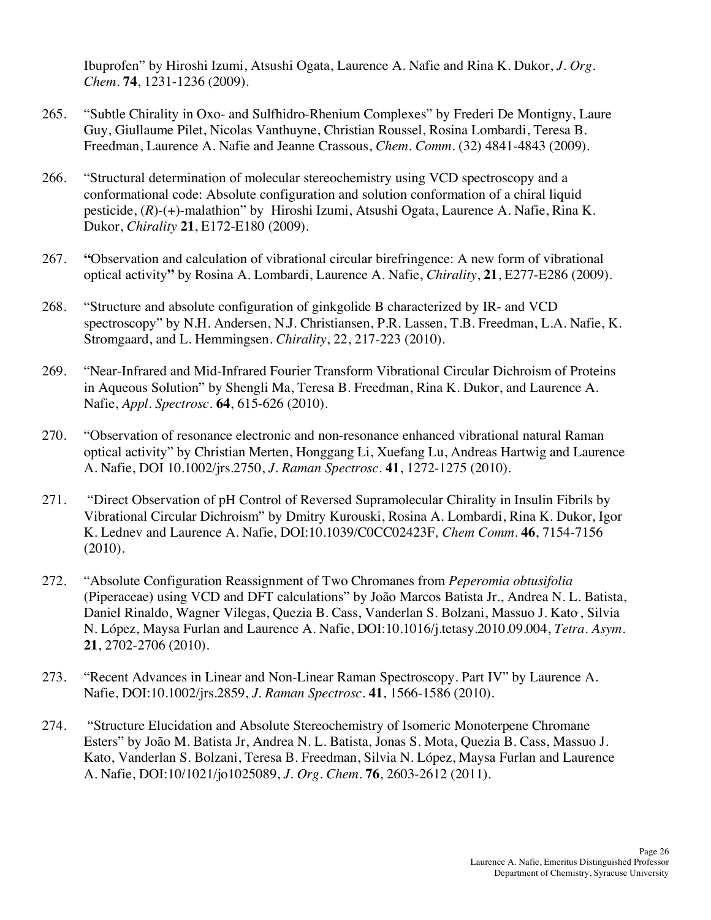Ibuprofen" by Hiroshi Izumi, Atsushi Ogata, Laurence A. Nafie and Rina K. Dukor, *J. Org. Chem.* **74**, 1231-1236 (2009).

265. "Subtle Chirality in Oxo- and Sulfhidro-Rhenium Complexes" by Frederi De Montigny, Laure Guy, Giullaume Pilet, Nicolas Vanthuyne, Christian Roussel, Rosina Lombardi, Teresa B. Freedman, Laurence A. Nafie and Jeanne Crassous, *Chem. Comm.* (32) 4841-4843 (2009).

266. "Structural determination of molecular stereochemistry using VCD spectroscopy and a conformational code: Absolute configuration and solution conformation of a chiral liquid pesticide, (*R*)-(+)-malathion" by Hiroshi Izumi, Atsushi Ogata, Laurence A. Nafie, Rina K. Dukor, *Chirality* **21**, E172-E180 (2009).

267. **"**Observation and calculation of vibrational circular birefringence: A new form of vibrational optical activity**"** by Rosina A. Lombardi, Laurence A. Nafie, *Chirality*, **21**, E277-E286 (2009).

268. "Structure and absolute configuration of ginkgolide B characterized by IR- and VCD spectroscopy" by N.H. Andersen, N.J. Christiansen, P.R. Lassen, T.B. Freedman, L.A. Nafie, K. Stromgaard, and L. Hemmingsen. *Chirality*, 22, 217-223 (2010).

269. "Near-Infrared and Mid-Infrared Fourier Transform Vibrational Circular Dichroism of Proteins in Aqueous Solution" by Shengli Ma, Teresa B. Freedman, Rina K. Dukor, and Laurence A. Nafie, *Appl. Spectrosc.* **64**, 615-626 (2010).

270. "Observation of resonance electronic and non-resonance enhanced vibrational natural Raman optical activity" by Christian Merten, Honggang Li, Xuefang Lu, Andreas Hartwig and Laurence A. Nafie, DOI 10.1002/jrs.2750, *J. Raman Spectrosc.* **41**, 1272-1275 (2010).

271. "Direct Observation of pH Control of Reversed Supramolecular Chirality in Insulin Fibrils by Vibrational Circular Dichroism" by Dmitry Kurouski, Rosina A. Lombardi, Rina K. Dukor, Igor K. Lednev and Laurence A. Nafie, DOI:10.1039/C0CC02423F*, Chem Comm.* **46**, 7154-7156 (2010).

272. "Absolute Configuration Reassignment of Two Chromanes from *Peperomia obtusifolia* (Piperaceae) using VCD and DFT calculations" by João Marcos Batista Jr., Andrea N. L. Batista, Daniel Rinaldo, Wagner Vilegas, Quezia B. Cass, Vanderlan S. Bolzani, Massuo J. Kato[c], Silvia N. López, Maysa Furlan and Laurence A. Nafie, DOI:10.1016/j.tetasy.2010.09.004, *Tetra. Asym.* **21**, 2702-2706 (2010).

273. "Recent Advances in Linear and Non-Linear Raman Spectroscopy. Part IV" by Laurence A. Nafie, DOI:10.1002/jrs.2859, *J. Raman Spectrosc.* **41**, 1566-1586 (2010).

274. "Structure Elucidation and Absolute Stereochemistry of Isomeric Monoterpene Chromane Esters" by João M. Batista Jr, Andrea N. L. Batista, Jonas S. Mota, Quezia B. Cass, Massuo J. Kato, Vanderlan S. Bolzani, Teresa B. Freedman, Silvia N. López, Maysa Furlan and Laurence A. Nafie, DOI:10/1021/jo1025089, *J. Org. Chem.* **76**, 2603-2612 (2011).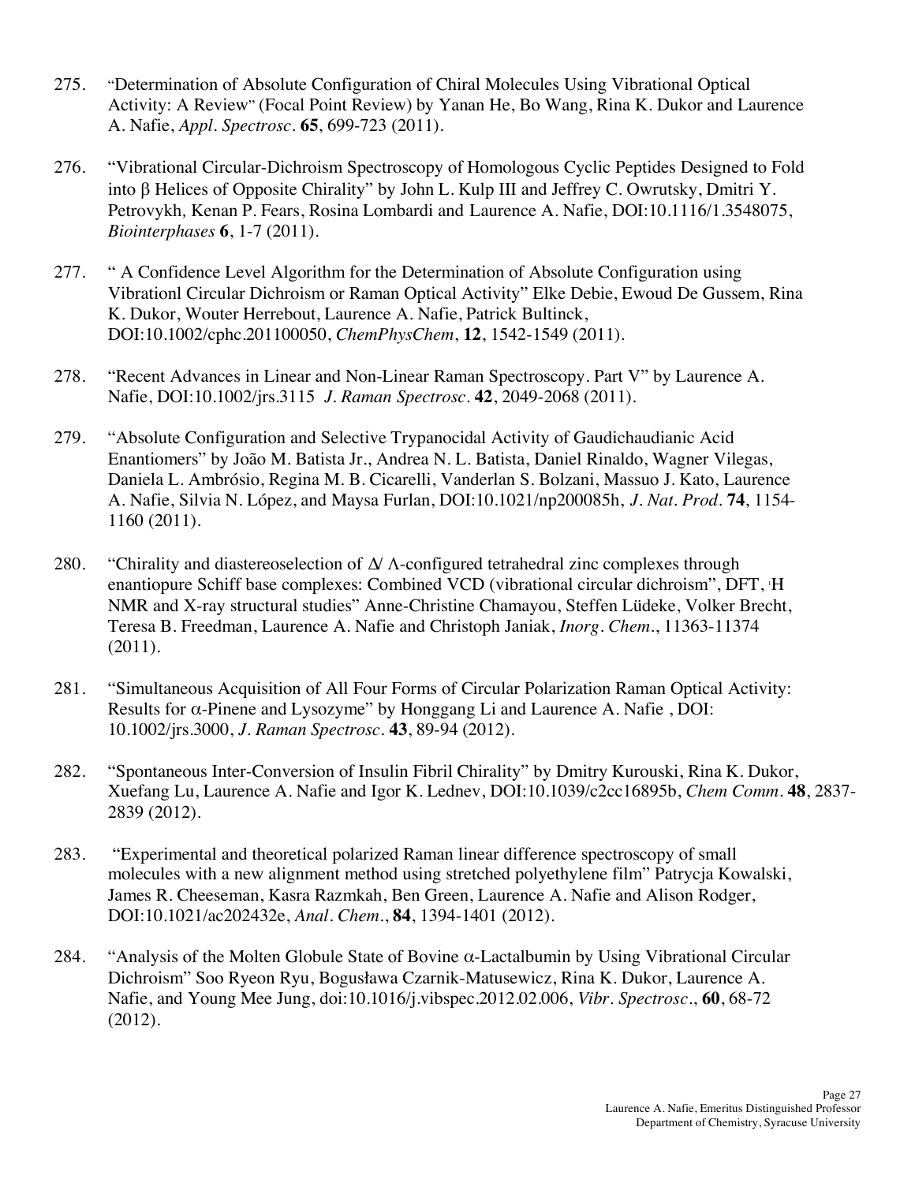275. "Determination of Absolute Configuration of Chiral Molecules Using Vibrational Optical Activity: A Review" (Focal Point Review) by Yanan He, Bo Wang, Rina K. Dukor and Laurence A. Nafie, *Appl. Spectrosc.* **65**, 699-723 (2011).

276. "Vibrational Circular-Dichroism Spectroscopy of Homologous Cyclic Peptides Designed to Fold into β Helices of Opposite Chirality" by John L. Kulp III and Jeffrey C. Owrutsky, Dmitri Y. Petrovykh, Kenan P. Fears, Rosina Lombardi and Laurence A. Nafie, DOI:10.1116/1.3548075, *Biointerphases* **6**, 1-7 (2011).

277. " A Confidence Level Algorithm for the Determination of Absolute Configuration using Vibrationl Circular Dichroism or Raman Optical Activity" Elke Debie, Ewoud De Gussem, Rina K. Dukor, Wouter Herrebout, Laurence A. Nafie, Patrick Bultinck, DOI:10.1002/cphc.201100050, *ChemPhysChem*, **12**, 1542-1549 (2011).

278. "Recent Advances in Linear and Non-Linear Raman Spectroscopy. Part V" by Laurence A. Nafie, DOI:10.1002/jrs.3115 *J. Raman Spectrosc.* **42**, 2049-2068 (2011).

279. "Absolute Configuration and Selective Trypanocidal Activity of Gaudichaudianic Acid Enantiomers" by João M. Batista Jr., Andrea N. L. Batista, Daniel Rinaldo, Wagner Vilegas, Daniela L. Ambrósio, Regina M. B. Cicarelli, Vanderlan S. Bolzani, Massuo J. Kato, Laurence A. Nafie, Silvia N. López, and Maysa Furlan, DOI:10.1021/np200085h, *J. Nat. Prod.* **74**, 1154-1160 (2011).

280. "Chirality and diastereoselection of Δ/ Λ-configured tetrahedral zinc complexes through enantiopure Schiff base complexes: Combined VCD (vibrational circular dichroism", DFT, [1]H NMR and X-ray structural studies" Anne-Christine Chamayou, Steffen Lüdeke, Volker Brecht, Teresa B. Freedman, Laurence A. Nafie and Christoph Janiak, *Inorg. Chem.*, 11363-11374 (2011).

281. "Simultaneous Acquisition of All Four Forms of Circular Polarization Raman Optical Activity: Results for α-Pinene and Lysozyme" by Honggang Li and Laurence A. Nafie , DOI: 10.1002/jrs.3000, *J. Raman Spectrosc.* **43**, 89-94 (2012).

282. "Spontaneous Inter-Conversion of Insulin Fibril Chirality" by Dmitry Kurouski, Rina K. Dukor, Xuefang Lu, Laurence A. Nafie and Igor K. Lednev, DOI:10.1039/c2cc16895b, *Chem Comm.* **48**, 2837-2839 (2012).

283. "Experimental and theoretical polarized Raman linear difference spectroscopy of small molecules with a new alignment method using stretched polyethylene film" Patrycja Kowalski, James R. Cheeseman, Kasra Razmkah, Ben Green, Laurence A. Nafie and Alison Rodger, DOI:10.1021/ac202432e, *Anal. Chem.*, **84**, 1394-1401 (2012).

284. "Analysis of the Molten Globule State of Bovine α-Lactalbumin by Using Vibrational Circular Dichroism" Soo Ryeon Ryu, Bogusława Czarnik-Matusewicz, Rina K. Dukor, Laurence A. Nafie, and Young Mee Jung, doi:10.1016/j.vibspec.2012.02.006, *Vibr. Spectrosc.*, **60**, 68-72 (2012).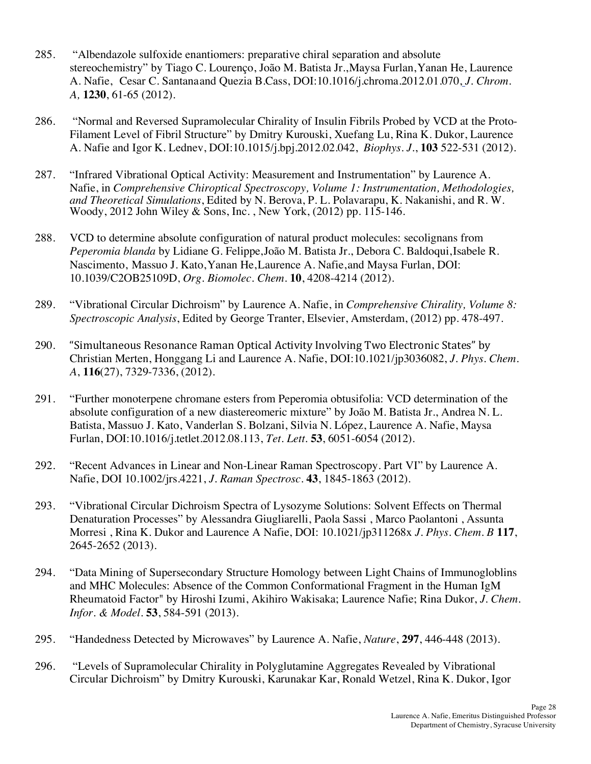285. "Albendazole sulfoxide enantiomers: preparative chiral separation and absolute stereochemistry" by Tiago C. Lourenço, João M. Batista Jr.,Maysa Furlan,Yanan He, Laurence A. Nafie, Cesar C. Santanaand Quezia B.Cass, DOI:10.1016/j.chroma.2012.01.070, *J. Chrom. A,* **1230**, 61-65 (2012).

286. "Normal and Reversed Supramolecular Chirality of Insulin Fibrils Probed by VCD at the Proto-Filament Level of Fibril Structure" by Dmitry Kurouski, Xuefang Lu, Rina K. Dukor, Laurence A. Nafie and Igor K. Lednev, DOI:10.1015/j.bpj.2012.02.042, *Biophys. J.*, **103** 522-531 (2012).

287. "Infrared Vibrational Optical Activity: Measurement and Instrumentation" by Laurence A. Nafie, in *Comprehensive Chiroptical Spectroscopy, Volume 1: Instrumentation, Methodologies, and Theoretical Simulations*, Edited by N. Berova, P. L. Polavarapu, K. Nakanishi, and R. W. Woody, 2012 John Wiley & Sons, Inc. , New York, (2012) pp. 115-146.

288. VCD to determine absolute configuration of natural product molecules: secolignans from *Peperomia blanda* by Lidiane G. Felippe,João M. Batista Jr., Debora C. Baldoqui,Isabele R. Nascimento, Massuo J. Kato,Yanan He,Laurence A. Nafie,and Maysa Furlan, DOI: 10.1039/C2OB25109D, *Org. Biomolec. Chem.* **10**, 4208-4214 (2012).

289. "Vibrational Circular Dichroism" by Laurence A. Nafie, in *Comprehensive Chirality, Volume 8: Spectroscopic Analysis*, Edited by George Tranter, Elsevier, Amsterdam, (2012) pp. 478-497.

290. "Simultaneous Resonance Raman Optical Activity Involving Two Electronic States" by Christian Merten, Honggang Li and Laurence A. Nafie, DOI:10.1021/jp3036082, *J. Phys. Chem. A*, **116**(27), 7329-7336, (2012).

291. "Further monoterpene chromane esters from Peperomia obtusifolia: VCD determination of the absolute configuration of a new diastereomeric mixture" by João M. Batista Jr., Andrea N. L. Batista, Massuo J. Kato, Vanderlan S. Bolzani, Silvia N. López, Laurence A. Nafie, Maysa Furlan, DOI:10.1016/j.tetlet.2012.08.113, *Tet. Lett.* **53**, 6051-6054 (2012).

292. "Recent Advances in Linear and Non-Linear Raman Spectroscopy. Part VI" by Laurence A. Nafie, DOI 10.1002/jrs.4221, *J. Raman Spectrosc.* **43**, 1845-1863 (2012).

293. "Vibrational Circular Dichroism Spectra of Lysozyme Solutions: Solvent Effects on Thermal Denaturation Processes" by Alessandra Giugliarelli, Paola Sassi , Marco Paolantoni , Assunta Morresi , Rina K. Dukor and Laurence A Nafie, DOI: 10.1021/jp311268x *J. Phys. Chem. B* **117**, 2645-2652 (2013).

294. "Data Mining of Supersecondary Structure Homology between Light Chains of Immunogloblins and MHC Molecules: Absence of the Common Conformational Fragment in the Human IgM Rheumatoid Factor" by Hiroshi Izumi, Akihiro Wakisaka; Laurence Nafie; Rina Dukor, *J. Chem. Infor. & Model.* **53**, 584-591 (2013).

295. "Handedness Detected by Microwaves" by Laurence A. Nafie, *Nature*, **297**, 446-448 (2013).

296. "Levels of Supramolecular Chirality in Polyglutamine Aggregates Revealed by Vibrational Circular Dichroism" by Dmitry Kurouski, Karunakar Kar, Ronald Wetzel, Rina K. Dukor, Igor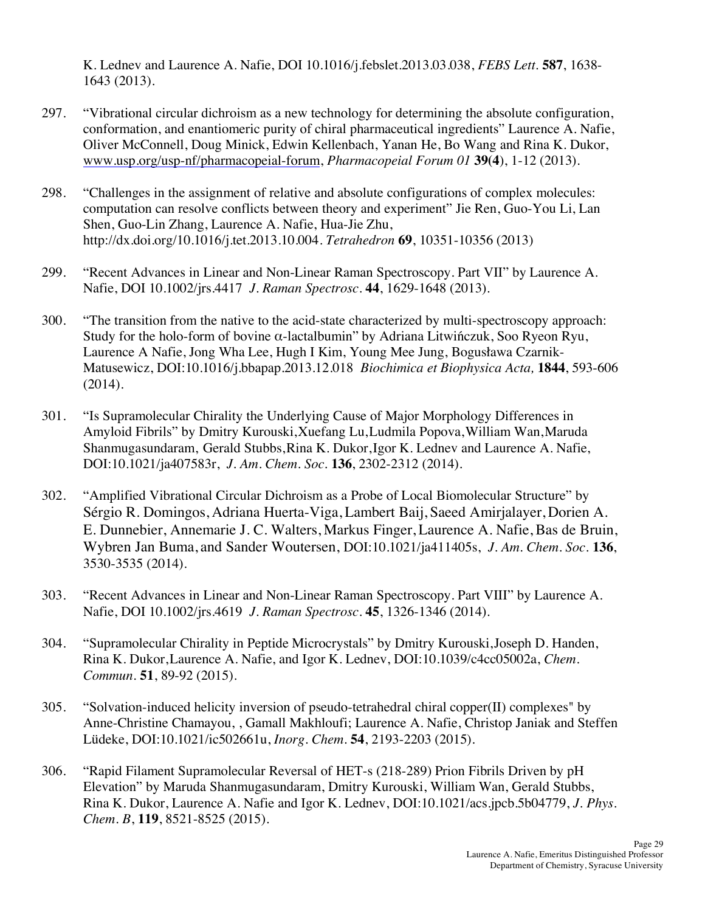K. Lednev and Laurence A. Nafie, DOI 10.1016/j.febslet.2013.03.038, *FEBS Lett.* **587**, 1638-1643 (2013).

297. "Vibrational circular dichroism as a new technology for determining the absolute configuration, conformation, and enantiomeric purity of chiral pharmaceutical ingredients" Laurence A. Nafie, Oliver McConnell, Doug Minick, Edwin Kellenbach, Yanan He, Bo Wang and Rina K. Dukor, www.usp.org/usp-nf/pharmacopeial-forum, *Pharmacopeial Forum 01* **39(4)**, 1-12 (2013).

298. "Challenges in the assignment of relative and absolute configurations of complex molecules: computation can resolve conflicts between theory and experiment" Jie Ren, Guo-You Li, Lan Shen, Guo-Lin Zhang, Laurence A. Nafie, Hua-Jie Zhu, http://dx.doi.org/10.1016/j.tet.2013.10.004. *Tetrahedron* **69**, 10351-10356 (2013)

299. "Recent Advances in Linear and Non-Linear Raman Spectroscopy. Part VII" by Laurence A. Nafie, DOI 10.1002/jrs.4417 *J. Raman Spectrosc.* **44**, 1629-1648 (2013).

300. "The transition from the native to the acid-state characterized by multi-spectroscopy approach: Study for the holo-form of bovine $\alpha$-lactalbumin" by Adriana Litwińczuk, Soo Ryeon Ryu, Laurence A Nafie, Jong Wha Lee, Hugh I Kim, Young Mee Jung, Bogusława Czarnik-Matusewicz, DOI:10.1016/j.bbapap.2013.12.018 *Biochimica et Biophysica Acta,* **1844**, 593-606 (2014).

301. "Is Supramolecular Chirality the Underlying Cause of Major Morphology Differences in Amyloid Fibrils" by Dmitry Kurouski,Xuefang Lu,Ludmila Popova,William Wan,Maruda Shanmugasundaram, Gerald Stubbs,Rina K. Dukor,Igor K. Lednev and Laurence A. Nafie, DOI:10.1021/ja407583r, *J. Am. Chem. Soc.* **136**, 2302-2312 (2014).

302. "Amplified Vibrational Circular Dichroism as a Probe of Local Biomolecular Structure" by Sérgio R. Domingos, Adriana Huerta-Viga, Lambert Baij, Saeed Amirjalayer, Dorien A. E. Dunnebier, Annemarie J. C. Walters, Markus Finger, Laurence A. Nafie, Bas de Bruin, Wybren Jan Buma, and Sander Woutersen, DOI:10.1021/ja411405s, *J. Am. Chem. Soc.* **136**, 3530-3535 (2014).

303. "Recent Advances in Linear and Non-Linear Raman Spectroscopy. Part VIII" by Laurence A. Nafie, DOI 10.1002/jrs.4619 *J. Raman Spectrosc.* **45**, 1326-1346 (2014).

304. "Supramolecular Chirality in Peptide Microcrystals" by Dmitry Kurouski,Joseph D. Handen, Rina K. Dukor,Laurence A. Nafie, and Igor K. Lednev, DOI:10.1039/c4cc05002a, *Chem. Commun.* **51**, 89-92 (2015).

305. "Solvation-induced helicity inversion of pseudo-tetrahedral chiral copper(II) complexes" by Anne-Christine Chamayou, , Gamall Makhloufi; Laurence A. Nafie, Christop Janiak and Steffen Lüdeke, DOI:10.1021/ic502661u, *Inorg. Chem.* **54**, 2193-2203 (2015).

306. "Rapid Filament Supramolecular Reversal of HET-s (218-289) Prion Fibrils Driven by pH Elevation" by Maruda Shanmugasundaram, Dmitry Kurouski, William Wan, Gerald Stubbs, Rina K. Dukor, Laurence A. Nafie and Igor K. Lednev, DOI:10.1021/acs.jpcb.5b04779, *J. Phys. Chem. B*, **119**, 8521-8525 (2015).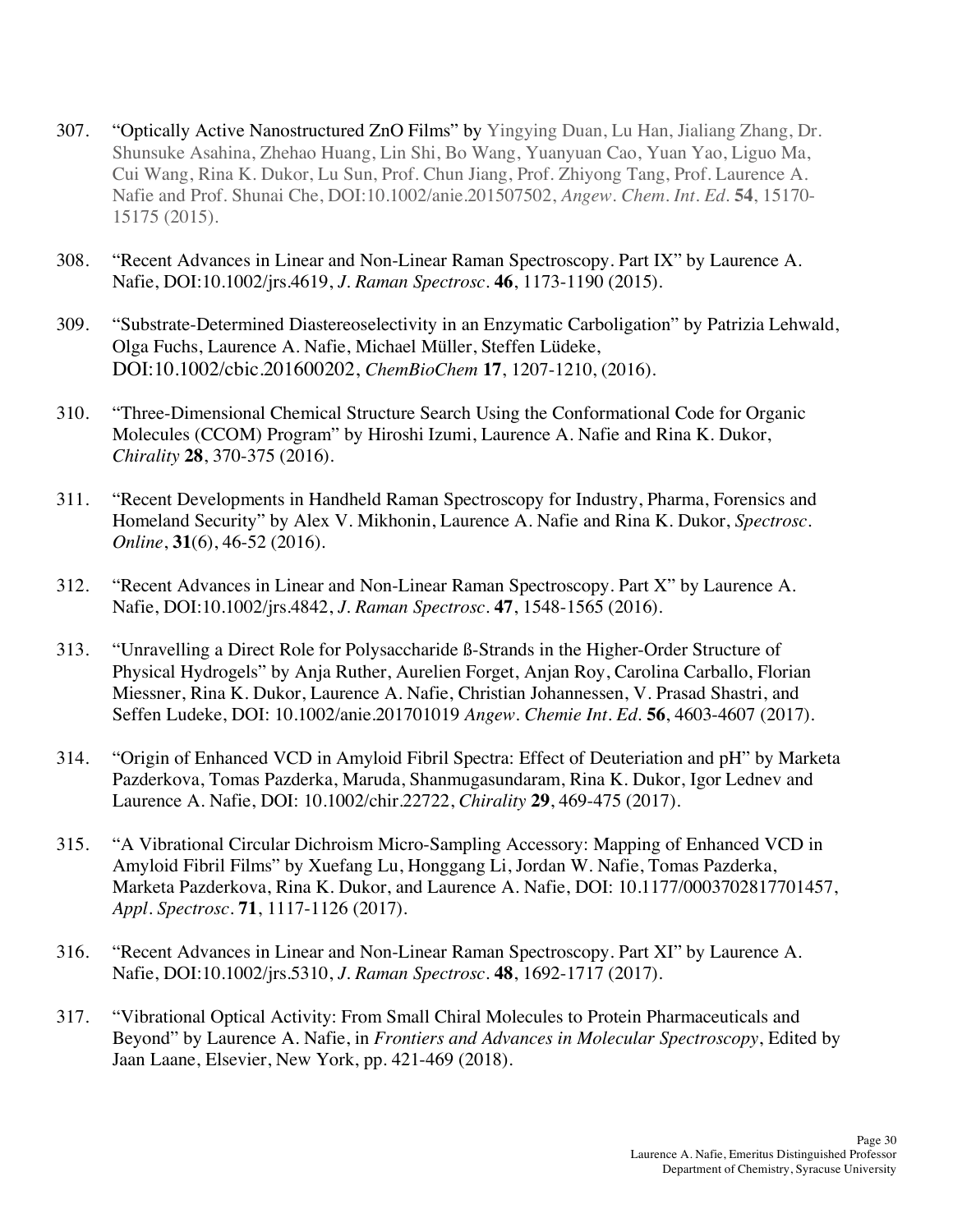307. "Optically Active Nanostructured ZnO Films" by Yingying Duan, Lu Han, Jialiang Zhang, Dr. Shunsuke Asahina, Zhehao Huang, Lin Shi, Bo Wang, Yuanyuan Cao, Yuan Yao, Liguo Ma, Cui Wang, Rina K. Dukor, Lu Sun, Prof. Chun Jiang, Prof. Zhiyong Tang, Prof. Laurence A. Nafie and Prof. Shunai Che, DOI:10.1002/anie.201507502, *Angew. Chem. Int. Ed.* **54**, 15170-15175 (2015).

308. "Recent Advances in Linear and Non-Linear Raman Spectroscopy. Part IX" by Laurence A. Nafie, DOI:10.1002/jrs.4619, *J. Raman Spectrosc.* **46**, 1173-1190 (2015).

309. "Substrate-Determined Diastereoselectivity in an Enzymatic Carboligation" by Patrizia Lehwald, Olga Fuchs, Laurence A. Nafie, Michael Müller, Steffen Lüdeke, DOI:10.1002/cbic.201600202, *ChemBioChem* **17**, 1207-1210, (2016).

310. "Three-Dimensional Chemical Structure Search Using the Conformational Code for Organic Molecules (CCOM) Program" by Hiroshi Izumi, Laurence A. Nafie and Rina K. Dukor, *Chirality* **28**, 370-375 (2016).

311. "Recent Developments in Handheld Raman Spectroscopy for Industry, Pharma, Forensics and Homeland Security" by Alex V. Mikhonin, Laurence A. Nafie and Rina K. Dukor, *Spectrosc. Online*, **31**(6), 46-52 (2016).

312. "Recent Advances in Linear and Non-Linear Raman Spectroscopy. Part X" by Laurence A. Nafie, DOI:10.1002/jrs.4842, *J. Raman Spectrosc.* **47**, 1548-1565 (2016).

313. "Unravelling a Direct Role for Polysaccharide ß-Strands in the Higher-Order Structure of Physical Hydrogels" by Anja Ruther, Aurelien Forget, Anjan Roy, Carolina Carballo, Florian Miessner, Rina K. Dukor, Laurence A. Nafie, Christian Johannessen, V. Prasad Shastri, and Seffen Ludeke, DOI: 10.1002/anie.201701019 *Angew. Chemie Int. Ed.* **56**, 4603-4607 (2017).

314. "Origin of Enhanced VCD in Amyloid Fibril Spectra: Effect of Deuteriation and pH" by Marketa Pazderkova, Tomas Pazderka, Maruda, Shanmugasundaram, Rina K. Dukor, Igor Lednev and Laurence A. Nafie, DOI: 10.1002/chir.22722, *Chirality* **29**, 469-475 (2017).

315. "A Vibrational Circular Dichroism Micro-Sampling Accessory: Mapping of Enhanced VCD in Amyloid Fibril Films" by Xuefang Lu, Honggang Li, Jordan W. Nafie, Tomas Pazderka, Marketa Pazderkova, Rina K. Dukor, and Laurence A. Nafie, DOI: 10.1177/0003702817701457, *Appl. Spectrosc.* **71**, 1117-1126 (2017).

316. "Recent Advances in Linear and Non-Linear Raman Spectroscopy. Part XI" by Laurence A. Nafie, DOI:10.1002/jrs.5310, *J. Raman Spectrosc.* **48**, 1692-1717 (2017).

317. "Vibrational Optical Activity: From Small Chiral Molecules to Protein Pharmaceuticals and Beyond" by Laurence A. Nafie, in *Frontiers and Advances in Molecular Spectroscopy*, Edited by Jaan Laane, Elsevier, New York, pp. 421-469 (2018).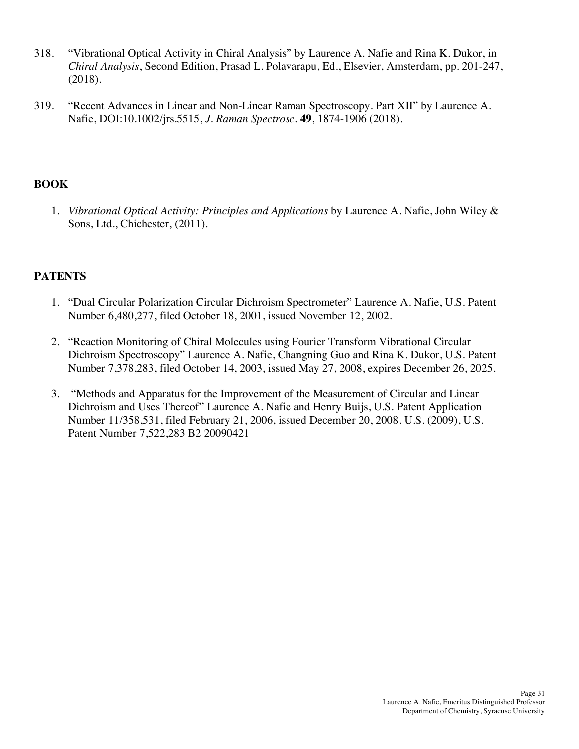318. "Vibrational Optical Activity in Chiral Analysis" by Laurence A. Nafie and Rina K. Dukor, in *Chiral Analysis*, Second Edition, Prasad L. Polavarapu, Ed., Elsevier, Amsterdam, pp. 201-247, (2018).

319. "Recent Advances in Linear and Non-Linear Raman Spectroscopy. Part XII" by Laurence A. Nafie, DOI:10.1002/jrs.5515, *J. Raman Spectrosc*. **49**, 1874-1906 (2018).

**BOOK**

1. *Vibrational Optical Activity: Principles and Applications* by Laurence A. Nafie, John Wiley & Sons, Ltd., Chichester, (2011).

**PATENTS**

1. "Dual Circular Polarization Circular Dichroism Spectrometer" Laurence A. Nafie, U.S. Patent Number 6,480,277, filed October 18, 2001, issued November 12, 2002.

2. "Reaction Monitoring of Chiral Molecules using Fourier Transform Vibrational Circular Dichroism Spectroscopy" Laurence A. Nafie, Changning Guo and Rina K. Dukor, U.S. Patent Number 7,378,283, filed October 14, 2003, issued May 27, 2008, expires December 26, 2025.

3. "Methods and Apparatus for the Improvement of the Measurement of Circular and Linear Dichroism and Uses Thereof" Laurence A. Nafie and Henry Buijs, U.S. Patent Application Number 11/358,531, filed February 21, 2006, issued December 20, 2008. U.S. (2009), U.S. Patent Number 7,522,283 B2 20090421